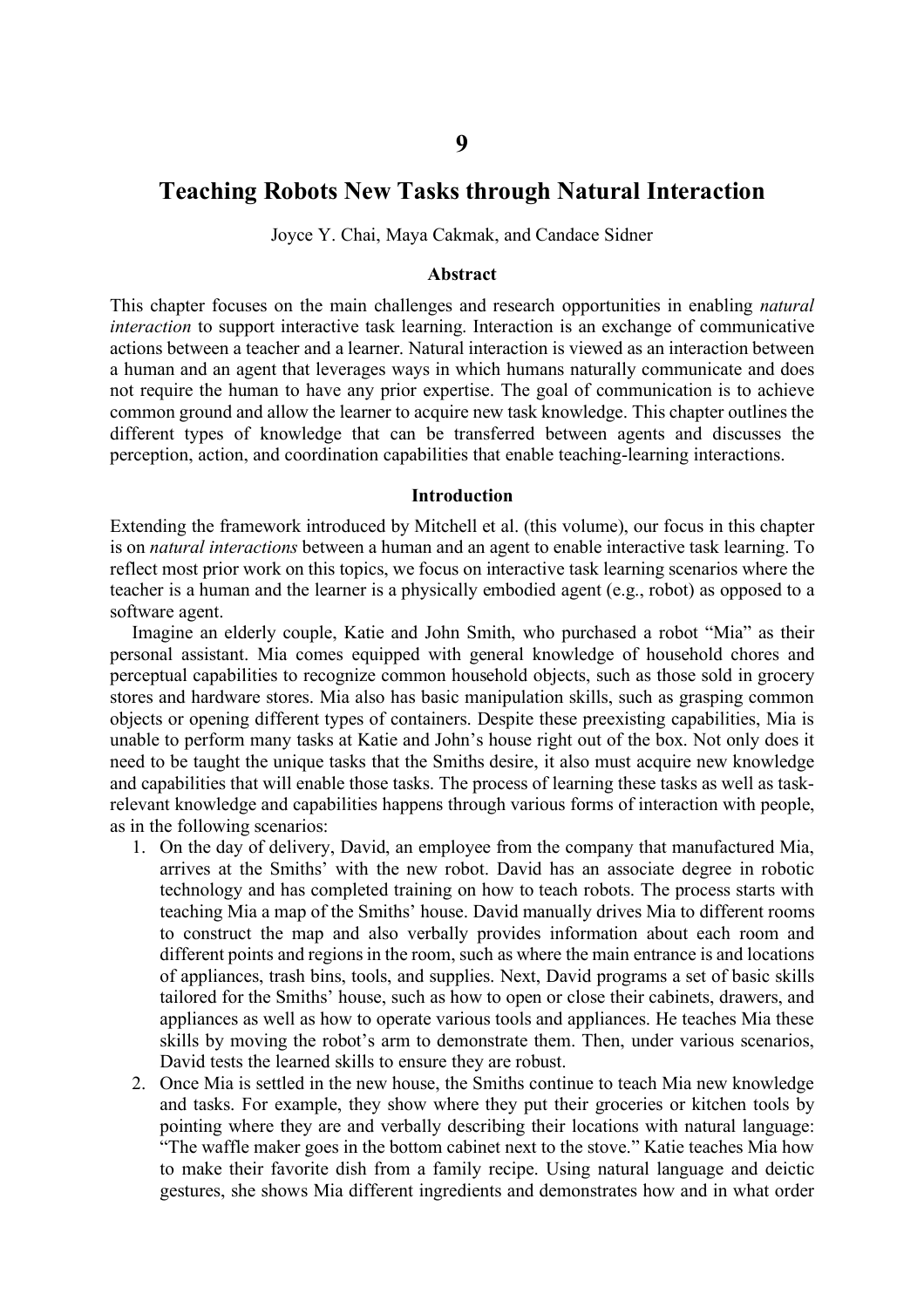# 9

# Teaching Robots New Tasks through Natural Interaction

Joyce Y. Chai, Maya Cakmak, and Candace Sidner

### Abstract

This chapter focuses on the main challenges and research opportunities in enabling *natural interaction* to support interactive task learning. Interaction is an exchange of communicative actions between a teacher and a learner. Natural interaction is viewed as an interaction between a human and an agent that leverages ways in which humans naturally communicate and does not require the human to have any prior expertise. The goal of communication is to achieve common ground and allow the learner to acquire new task knowledge. This chapter outlines the different types of knowledge that can be transferred between agents and discusses the perception, action, and coordination capabilities that enable teaching-learning interactions.

### Introduction

Extending the framework introduced by Mitchell et al. (this volume), our focus in this chapter is on *natural interactions* between a human and an agent to enable interactive task learning. To reflect most prior work on this topics, we focus on interactive task learning scenarios where the teacher is a human and the learner is a physically embodied agent (e.g., robot) as opposed to a software agent.

Imagine an elderly couple, Katie and John Smith, who purchased a robot "Mia" as their personal assistant. Mia comes equipped with general knowledge of household chores and perceptual capabilities to recognize common household objects, such as those sold in grocery stores and hardware stores. Mia also has basic manipulation skills, such as grasping common objects or opening different types of containers. Despite these preexisting capabilities, Mia is unable to perform many tasks at Katie and John's house right out of the box. Not only does it need to be taught the unique tasks that the Smiths desire, it also must acquire new knowledge and capabilities that will enable those tasks. The process of learning these tasks as well as task-relevant knowledge and capabilities happens through various forms of interaction with people, as in the following scenarios:

1. On the day of delivery, David, an employee from the company that manufactured Mia, arrives at the Smiths' with the new robot. David has an associate degree in robotic technology and has completed training on how to teach robots. The process starts with teaching Mia a map of the Smiths' house. David manually drives Mia to different rooms to construct the map and also verbally provides information about each room and different points and regions in the room, such as where the main entrance is and locations of appliances, trash bins, tools, and supplies. Next, David programs a set of basic skills tailored for the Smiths' house, such as how to open or close their cabinets, drawers, and appliances as well as how to operate various tools and appliances. He teaches Mia these skills by moving the robot's arm to demonstrate them. Then, under various scenarios, David tests the learned skills to ensure they are robust.
2. Once Mia is settled in the new house, the Smiths continue to teach Mia new knowledge and tasks. For example, they show where they put their groceries or kitchen tools by pointing where they are and verbally describing their locations with natural language: "The waffle maker goes in the bottom cabinet next to the stove." Katie teaches Mia how to make their favorite dish from a family recipe. Using natural language and deictic gestures, she shows Mia different ingredients and demonstrates how and in what order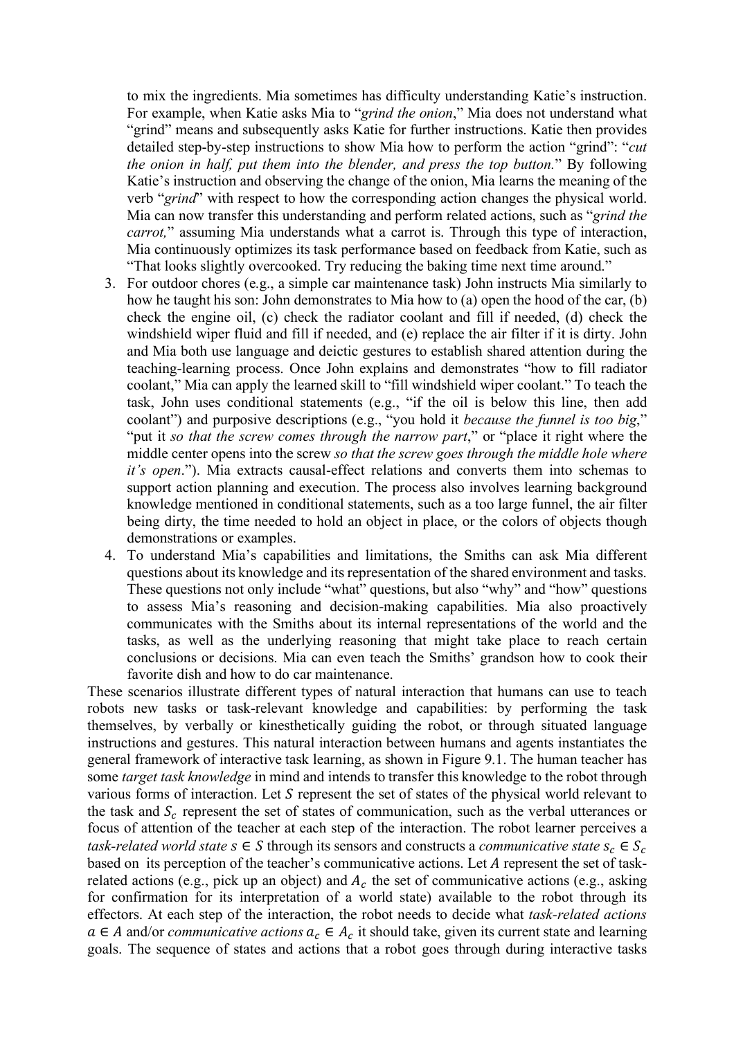to mix the ingredients. Mia sometimes has difficulty understanding Katie's instruction. For example, when Katie asks Mia to "*grind the onion*," Mia does not understand what "grind" means and subsequently asks Katie for further instructions. Katie then provides detailed step-by-step instructions to show Mia how to perform the action "grind": "*cut the onion in half, put them into the blender, and press the top button.*" By following Katie's instruction and observing the change of the onion, Mia learns the meaning of the verb "*grind*" with respect to how the corresponding action changes the physical world. Mia can now transfer this understanding and perform related actions, such as "*grind the carrot,*" assuming Mia understands what a carrot is. Through this type of interaction, Mia continuously optimizes its task performance based on feedback from Katie, such as "That looks slightly overcooked. Try reducing the baking time next time around."

3. For outdoor chores (e.g., a simple car maintenance task) John instructs Mia similarly to how he taught his son: John demonstrates to Mia how to (a) open the hood of the car, (b) check the engine oil, (c) check the radiator coolant and fill if needed, (d) check the windshield wiper fluid and fill if needed, and (e) replace the air filter if it is dirty. John and Mia both use language and deictic gestures to establish shared attention during the teaching-learning process. Once John explains and demonstrates "how to fill radiator coolant," Mia can apply the learned skill to "fill windshield wiper coolant." To teach the task, John uses conditional statements (e.g., "if the oil is below this line, then add coolant") and purposive descriptions (e.g., "you hold it *because the funnel is too big*," "put it *so that the screw comes through the narrow part*," or "place it right where the middle center opens into the screw *so that the screw goes through the middle hole where it's open*."). Mia extracts causal-effect relations and converts them into schemas to support action planning and execution. The process also involves learning background knowledge mentioned in conditional statements, such as a too large funnel, the air filter being dirty, the time needed to hold an object in place, or the colors of objects though demonstrations or examples.
4. To understand Mia's capabilities and limitations, the Smiths can ask Mia different questions about its knowledge and its representation of the shared environment and tasks. These questions not only include "what" questions, but also "why" and "how" questions to assess Mia's reasoning and decision-making capabilities. Mia also proactively communicates with the Smiths about its internal representations of the world and the tasks, as well as the underlying reasoning that might take place to reach certain conclusions or decisions. Mia can even teach the Smiths' grandson how to cook their favorite dish and how to do car maintenance.

These scenarios illustrate different types of natural interaction that humans can use to teach robots new tasks or task-relevant knowledge and capabilities: by performing the task themselves, by verbally or kinesthetically guiding the robot, or through situated language instructions and gestures. This natural interaction between humans and agents instantiates the general framework of interactive task learning, as shown in Figure 9.1. The human teacher has some *target task knowledge* in mind and intends to transfer this knowledge to the robot through various forms of interaction. Let $S$ represent the set of states of the physical world relevant to the task and $S_c$ represent the set of states of communication, such as the verbal utterances or focus of attention of the teacher at each step of the interaction. The robot learner perceives a *task-related world state* $s \in S$ through its sensors and constructs a *communicative state* $s_c \in S_c$ based on its perception of the teacher's communicative actions. Let $A$ represent the set of task-related actions (e.g., pick up an object) and $A_c$ the set of communicative actions (e.g., asking for confirmation for its interpretation of a world state) available to the robot through its effectors. At each step of the interaction, the robot needs to decide what *task-related actions* $a \in A$ and/or *communicative actions* $a_c \in A_c$ it should take, given its current state and learning goals. The sequence of states and actions that a robot goes through during interactive tasks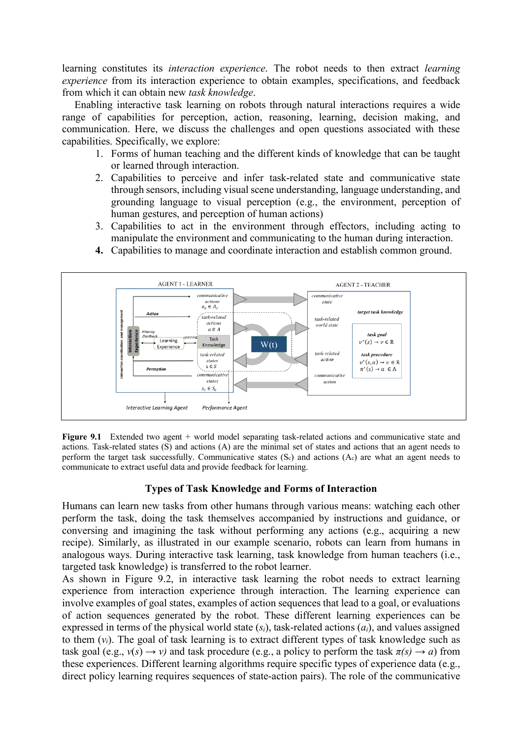learning constitutes its *interaction experience*. The robot needs to then extract *learning experience* from its interaction experience to obtain examples, specifications, and feedback from which it can obtain new *task knowledge*.

Enabling interactive task learning on robots through natural interactions requires a wide range of capabilities for perception, action, reasoning, learning, decision making, and communication. Here, we discuss the challenges and open questions associated with these capabilities. Specifically, we explore:

1. Forms of human teaching and the different kinds of knowledge that can be taught or learned through interaction.
2. Capabilities to perceive and infer task-related state and communicative state through sensors, including visual scene understanding, language understanding, and grounding language to visual perception (e.g., the environment, perception of human gestures, and perception of human actions)
3. Capabilities to act in the environment through effectors, including acting to manipulate the environment and communicating to the human during interaction.
4. Capabilities to manage and coordinate interaction and establish common ground.

**Figure 9.1** Extended two agent + world model separating task-related actions and communicative state and actions. Task-related states (S) and actions (A) are the minimal set of states and actions that an agent needs to perform the target task successfully. Communicative states ($S_c$) and actions ($A_c$) are what an agent needs to communicate to extract useful data and provide feedback for learning.

### Types of Task Knowledge and Forms of Interaction

Humans can learn new tasks from other humans through various means: watching each other perform the task, doing the task themselves accompanied by instructions and guidance, or conversing and imagining the task without performing any actions (e.g., acquiring a new recipe). Similarly, as illustrated in our example scenario, robots can learn from humans in analogous ways. During interactive task learning, task knowledge from human teachers (i.e., targeted task knowledge) is transferred to the robot learner.

As shown in Figure 9.2, in interactive task learning the robot needs to extract learning experience from interaction experience through interaction. The learning experience can involve examples of goal states, examples of action sequences that lead to a goal, or evaluations of action sequences generated by the robot. These different learning experiences can be expressed in terms of the physical world state ($s_i$), task-related actions ($a_i$), and values assigned to them ($v_i$). The goal of task learning is to extract different types of task knowledge such as task goal (e.g., $v(s) \rightarrow v$) and task procedure (e.g., a policy to perform the task $\pi(s) \rightarrow a$) from these experiences. Different learning algorithms require specific types of experience data (e.g., direct policy learning requires sequences of state-action pairs). The role of the communicative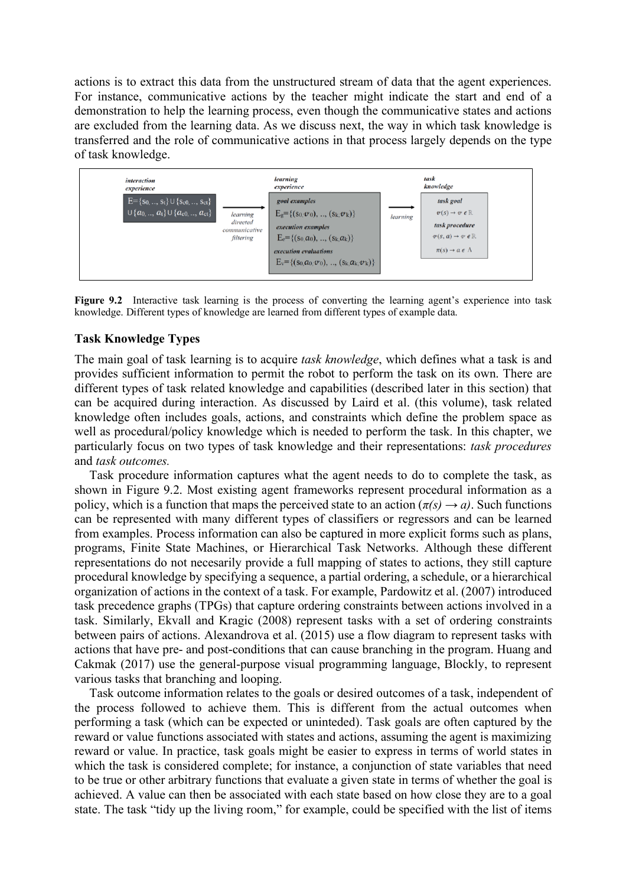actions is to extract this data from the unstructured stream of data that the agent experiences. For instance, communicative actions by the teacher might indicate the start and end of a demonstration to help the learning process, even though the communicative states and actions are excluded from the learning data. As we discuss next, the way in which task knowledge is transferred and the role of communicative actions in that process largely depends on the type of task knowledge.

*interaction experience*

$E=\{s_0, .., s_t\} \cup \{s_{c0}, .., s_{ct}\} \cup \{a_0, .., a_t\} \cup \{a_{c0}, .., a_{ct}\}$

*learning directed communicative filtering*

*learning experience*

*goal examples*

$E_g=\{(s_0, v_0), .., (s_k, v_k)\}$

*execution examples*

$E_e=\{(s_0, a_0), .., (s_k, a_k)\}$

*execution evaluations*

$E_v=\{(s_0, a_0, v_0), .., (s_k, a_k, v_k)\}$

*learning*

*task knowledge*

*task goal*

$v(s) \rightarrow v \in \mathbb{R}$

*task procedure*

$v(s, a) \rightarrow v \in \mathbb{R}$

$\pi(s) \rightarrow a \in A$

**Figure 9.2** Interactive task learning is the process of converting the learning agent's experience into task knowledge. Different types of knowledge are learned from different types of example data.

### Task Knowledge Types

The main goal of task learning is to acquire *task knowledge*, which defines what a task is and provides sufficient information to permit the robot to perform the task on its own. There are different types of task related knowledge and capabilities (described later in this section) that can be acquired during interaction. As discussed by Laird et al. (this volume), task related knowledge often includes goals, actions, and constraints which define the problem space as well as procedural/policy knowledge which is needed to perform the task. In this chapter, we particularly focus on two types of task knowledge and their representations: *task procedures* and *task outcomes.*

Task procedure information captures what the agent needs to do to complete the task, as shown in Figure 9.2. Most existing agent frameworks represent procedural information as a policy, which is a function that maps the perceived state to an action ($\pi(s) \rightarrow a$). Such functions can be represented with many different types of classifiers or regressors and can be learned from examples. Process information can also be captured in more explicit forms such as plans, programs, Finite State Machines, or Hierarchical Task Networks. Although these different representations do not necesarily provide a full mapping of states to actions, they still capture procedural knowledge by specifying a sequence, a partial ordering, a schedule, or a hierarchical organization of actions in the context of a task. For example, Pardowitz et al. (2007) introduced task precedence graphs (TPGs) that capture ordering constraints between actions involved in a task. Similarly, Ekvall and Kragic (2008) represent tasks with a set of ordering constraints between pairs of actions. Alexandrova et al. (2015) use a flow diagram to represent tasks with actions that have pre- and post-conditions that can cause branching in the program. Huang and Cakmak (2017) use the general-purpose visual programming language, Blockly, to represent various tasks that branching and looping.

Task outcome information relates to the goals or desired outcomes of a task, independent of the process followed to achieve them. This is different from the actual outcomes when performing a task (which can be expected or uninteded). Task goals are often captured by the reward or value functions associated with states and actions, assuming the agent is maximizing reward or value. In practice, task goals might be easier to express in terms of world states in which the task is considered complete; for instance, a conjunction of state variables that need to be true or other arbitrary functions that evaluate a given state in terms of whether the goal is achieved. A value can then be associated with each state based on how close they are to a goal state. The task "tidy up the living room," for example, could be specified with the list of items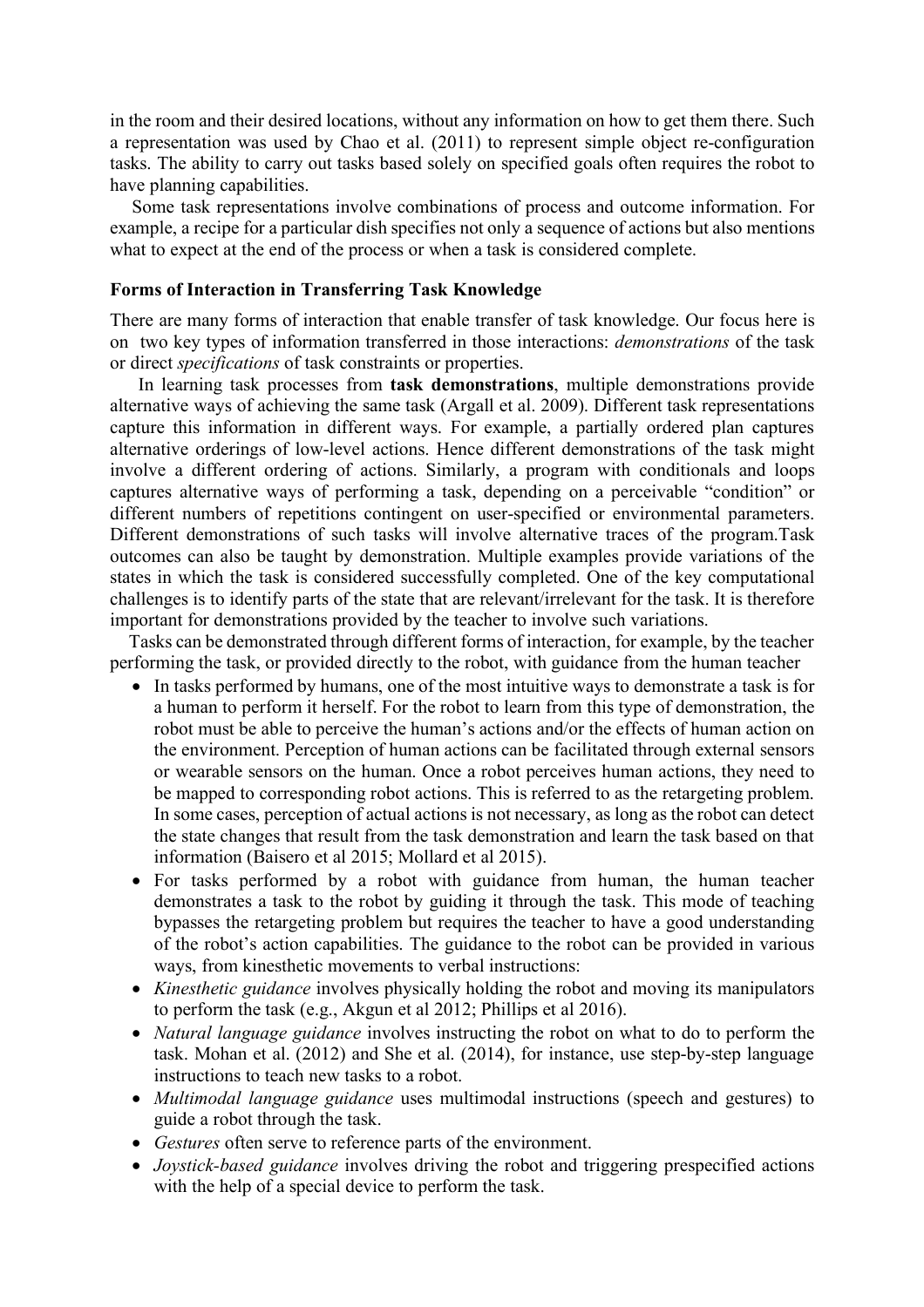in the room and their desired locations, without any information on how to get them there. Such a representation was used by Chao et al. (2011) to represent simple object re-configuration tasks. The ability to carry out tasks based solely on specified goals often requires the robot to have planning capabilities.

Some task representations involve combinations of process and outcome information. For example, a recipe for a particular dish specifies not only a sequence of actions but also mentions what to expect at the end of the process or when a task is considered complete.

### Forms of Interaction in Transferring Task Knowledge

There are many forms of interaction that enable transfer of task knowledge. Our focus here is on two key types of information transferred in those interactions: *demonstrations* of the task or direct *specifications* of task constraints or properties.

In learning task processes from **task demonstrations**, multiple demonstrations provide alternative ways of achieving the same task (Argall et al. 2009). Different task representations capture this information in different ways. For example, a partially ordered plan captures alternative orderings of low-level actions. Hence different demonstrations of the task might involve a different ordering of actions. Similarly, a program with conditionals and loops captures alternative ways of performing a task, depending on a perceivable "condition" or different numbers of repetitions contingent on user-specified or environmental parameters. Different demonstrations of such tasks will involve alternative traces of the program.Task outcomes can also be taught by demonstration. Multiple examples provide variations of the states in which the task is considered successfully completed. One of the key computational challenges is to identify parts of the state that are relevant/irrelevant for the task. It is therefore important for demonstrations provided by the teacher to involve such variations.

Tasks can be demonstrated through different forms of interaction, for example, by the teacher performing the task, or provided directly to the robot, with guidance from the human teacher

- In tasks performed by humans, one of the most intuitive ways to demonstrate a task is for a human to perform it herself. For the robot to learn from this type of demonstration, the robot must be able to perceive the human's actions and/or the effects of human action on the environment. Perception of human actions can be facilitated through external sensors or wearable sensors on the human. Once a robot perceives human actions, they need to be mapped to corresponding robot actions. This is referred to as the retargeting problem. In some cases, perception of actual actions is not necessary, as long as the robot can detect the state changes that result from the task demonstration and learn the task based on that information (Baisero et al 2015; Mollard et al 2015).
- For tasks performed by a robot with guidance from human, the human teacher demonstrates a task to the robot by guiding it through the task. This mode of teaching bypasses the retargeting problem but requires the teacher to have a good understanding of the robot's action capabilities. The guidance to the robot can be provided in various ways, from kinesthetic movements to verbal instructions:
- *Kinesthetic guidance* involves physically holding the robot and moving its manipulators to perform the task (e.g., Akgun et al 2012; Phillips et al 2016).
- *Natural language guidance* involves instructing the robot on what to do to perform the task. Mohan et al. (2012) and She et al. (2014), for instance, use step-by-step language instructions to teach new tasks to a robot.
- *Multimodal language guidance* uses multimodal instructions (speech and gestures) to guide a robot through the task.
- *Gestures* often serve to reference parts of the environment.
- *Joystick-based guidance* involves driving the robot and triggering prespecified actions with the help of a special device to perform the task.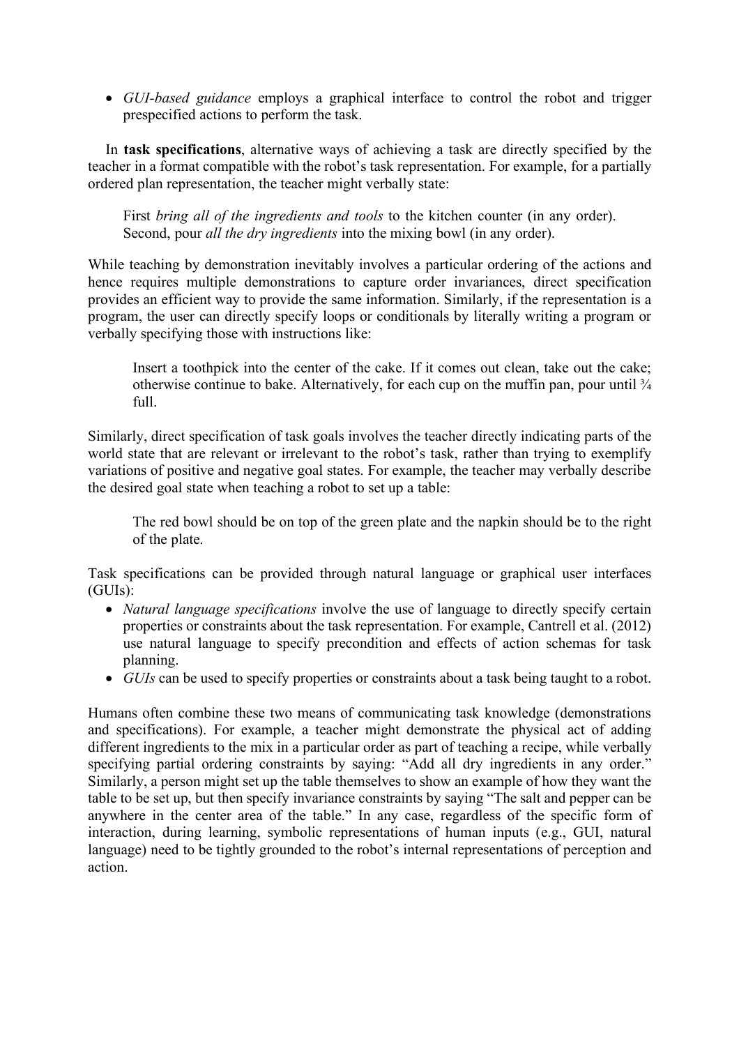- *GUI-based guidance* employs a graphical interface to control the robot and trigger prespecified actions to perform the task.

In **task specifications**, alternative ways of achieving a task are directly specified by the teacher in a format compatible with the robot's task representation. For example, for a partially ordered plan representation, the teacher might verbally state:

> First *bring all of the ingredients and tools* to the kitchen counter (in any order). Second, pour *all the dry ingredients* into the mixing bowl (in any order).

While teaching by demonstration inevitably involves a particular ordering of the actions and hence requires multiple demonstrations to capture order invariances, direct specification provides an efficient way to provide the same information. Similarly, if the representation is a program, the user can directly specify loops or conditionals by literally writing a program or verbally specifying those with instructions like:

> Insert a toothpick into the center of the cake. If it comes out clean, take out the cake; otherwise continue to bake. Alternatively, for each cup on the muffin pan, pour until ¾ full.

Similarly, direct specification of task goals involves the teacher directly indicating parts of the world state that are relevant or irrelevant to the robot's task, rather than trying to exemplify variations of positive and negative goal states. For example, the teacher may verbally describe the desired goal state when teaching a robot to set up a table:

> The red bowl should be on top of the green plate and the napkin should be to the right of the plate.

Task specifications can be provided through natural language or graphical user interfaces (GUIs):

- *Natural language specifications* involve the use of language to directly specify certain properties or constraints about the task representation. For example, Cantrell et al. (2012) use natural language to specify precondition and effects of action schemas for task planning.
- *GUIs* can be used to specify properties or constraints about a task being taught to a robot.

Humans often combine these two means of communicating task knowledge (demonstrations and specifications). For example, a teacher might demonstrate the physical act of adding different ingredients to the mix in a particular order as part of teaching a recipe, while verbally specifying partial ordering constraints by saying: "Add all dry ingredients in any order." Similarly, a person might set up the table themselves to show an example of how they want the table to be set up, but then specify invariance constraints by saying "The salt and pepper can be anywhere in the center area of the table." In any case, regardless of the specific form of interaction, during learning, symbolic representations of human inputs (e.g., GUI, natural language) need to be tightly grounded to the robot's internal representations of perception and action.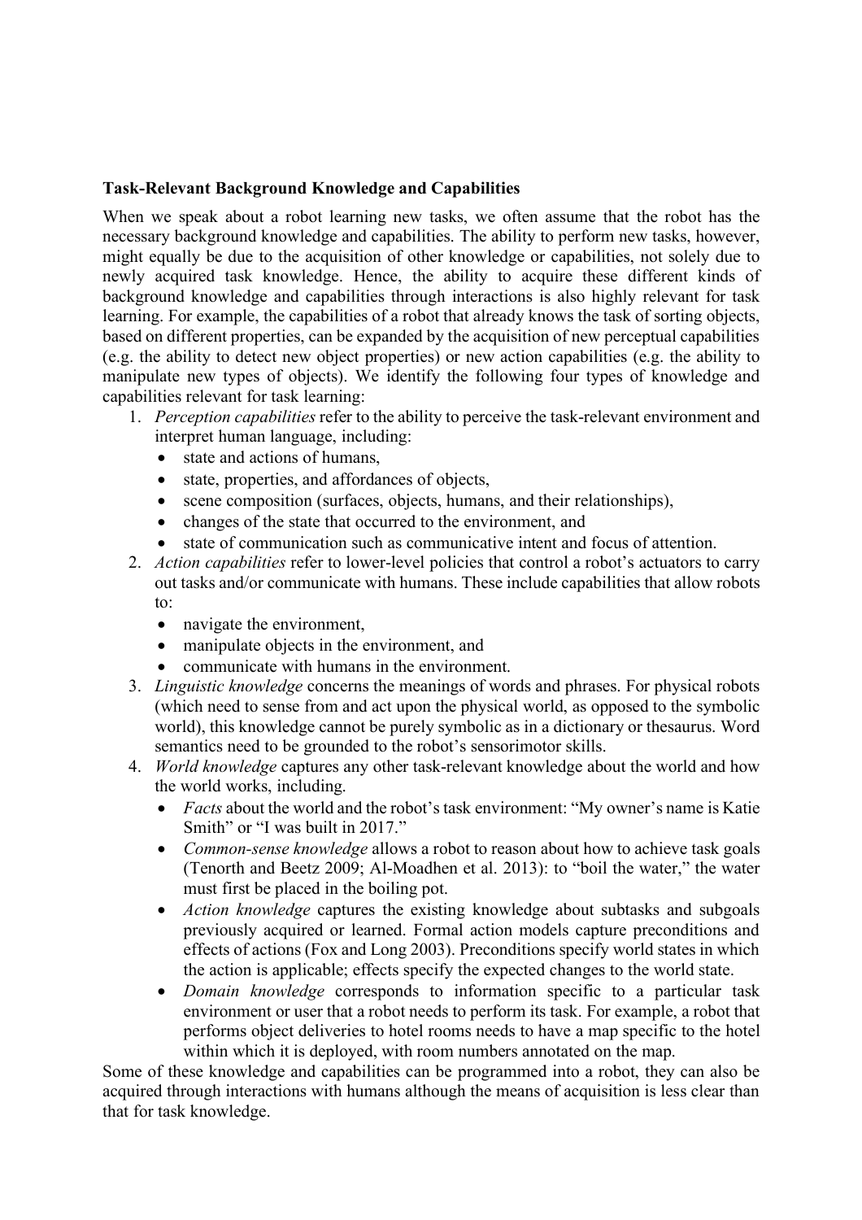**Task-Relevant Background Knowledge and Capabilities**

When we speak about a robot learning new tasks, we often assume that the robot has the necessary background knowledge and capabilities. The ability to perform new tasks, however, might equally be due to the acquisition of other knowledge or capabilities, not solely due to newly acquired task knowledge. Hence, the ability to acquire these different kinds of background knowledge and capabilities through interactions is also highly relevant for task learning. For example, the capabilities of a robot that already knows the task of sorting objects, based on different properties, can be expanded by the acquisition of new perceptual capabilities (e.g. the ability to detect new object properties) or new action capabilities (e.g. the ability to manipulate new types of objects). We identify the following four types of knowledge and capabilities relevant for task learning:

1. *Perception capabilities* refer to the ability to perceive the task-relevant environment and interpret human language, including:
   - state and actions of humans,
   - state, properties, and affordances of objects,
   - scene composition (surfaces, objects, humans, and their relationships),
   - changes of the state that occurred to the environment, and
   - state of communication such as communicative intent and focus of attention.
2. *Action capabilities* refer to lower-level policies that control a robot's actuators to carry out tasks and/or communicate with humans. These include capabilities that allow robots to:
   - navigate the environment,
   - manipulate objects in the environment, and
   - communicate with humans in the environment.
3. *Linguistic knowledge* concerns the meanings of words and phrases. For physical robots (which need to sense from and act upon the physical world, as opposed to the symbolic world), this knowledge cannot be purely symbolic as in a dictionary or thesaurus. Word semantics need to be grounded to the robot's sensorimotor skills.
4. *World knowledge* captures any other task-relevant knowledge about the world and how the world works, including.
   - *Facts* about the world and the robot's task environment: "My owner's name is Katie Smith" or "I was built in 2017."
   - *Common-sense knowledge* allows a robot to reason about how to achieve task goals (Tenorth and Beetz 2009; Al-Moadhen et al. 2013): to "boil the water," the water must first be placed in the boiling pot.
   - *Action knowledge* captures the existing knowledge about subtasks and subgoals previously acquired or learned. Formal action models capture preconditions and effects of actions (Fox and Long 2003). Preconditions specify world states in which the action is applicable; effects specify the expected changes to the world state.
   - *Domain knowledge* corresponds to information specific to a particular task environment or user that a robot needs to perform its task. For example, a robot that performs object deliveries to hotel rooms needs to have a map specific to the hotel within which it is deployed, with room numbers annotated on the map.

Some of these knowledge and capabilities can be programmed into a robot, they can also be acquired through interactions with humans although the means of acquisition is less clear than that for task knowledge.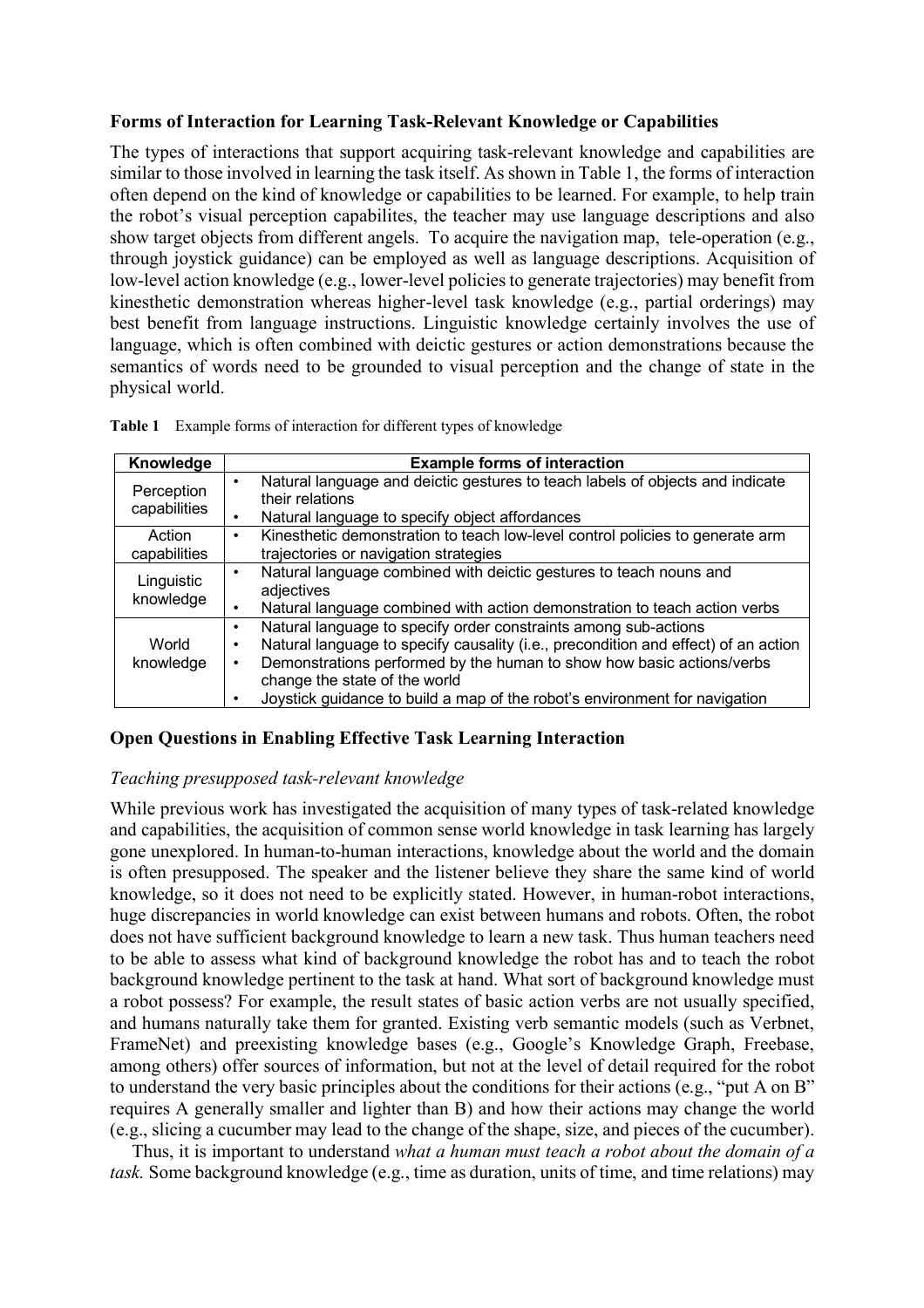**Forms of Interaction for Learning Task-Relevant Knowledge or Capabilities**

The types of interactions that support acquiring task-relevant knowledge and capabilities are similar to those involved in learning the task itself. As shown in Table 1, the forms of interaction often depend on the kind of knowledge or capabilities to be learned. For example, to help train the robot's visual perception capabilites, the teacher may use language descriptions and also show target objects from different angels. To acquire the navigation map, tele-operation (e.g., through joystick guidance) can be employed as well as language descriptions. Acquisition of low-level action knowledge (e.g., lower-level policies to generate trajectories) may benefit from kinesthetic demonstration whereas higher-level task knowledge (e.g., partial orderings) may best benefit from language instructions. Linguistic knowledge certainly involves the use of language, which is often combined with deictic gestures or action demonstrations because the semantics of words need to be grounded to visual perception and the change of state in the physical world.

**Table 1** Example forms of interaction for different types of knowledge

| Knowledge | Example forms of interaction |
|---|---|
| Perception capabilities | • Natural language and deictic gestures to teach labels of objects and indicate their relations<br>• Natural language to specify object affordances |
| Action capabilities | • Kinesthetic demonstration to teach low-level control policies to generate arm trajectories or navigation strategies |
| Linguistic knowledge | • Natural language combined with deictic gestures to teach nouns and adjectives<br>• Natural language combined with action demonstration to teach action verbs |
| World knowledge | • Natural language to specify order constraints among sub-actions<br>• Natural language to specify causality (i.e., precondition and effect) of an action<br>• Demonstrations performed by the human to show how basic actions/verbs change the state of the world<br>• Joystick guidance to build a map of the robot's environment for navigation |

**Open Questions in Enabling Effective Task Learning Interaction**

*Teaching presupposed task-relevant knowledge*

While previous work has investigated the acquisition of many types of task-related knowledge and capabilities, the acquisition of common sense world knowledge in task learning has largely gone unexplored. In human-to-human interactions, knowledge about the world and the domain is often presupposed. The speaker and the listener believe they share the same kind of world knowledge, so it does not need to be explicitly stated. However, in human-robot interactions, huge discrepancies in world knowledge can exist between humans and robots. Often, the robot does not have sufficient background knowledge to learn a new task. Thus human teachers need to be able to assess what kind of background knowledge the robot has and to teach the robot background knowledge pertinent to the task at hand. What sort of background knowledge must a robot possess? For example, the result states of basic action verbs are not usually specified, and humans naturally take them for granted. Existing verb semantic models (such as Verbnet, FrameNet) and preexisting knowledge bases (e.g., Google's Knowledge Graph, Freebase, among others) offer sources of information, but not at the level of detail required for the robot to understand the very basic principles about the conditions for their actions (e.g., "put A on B" requires A generally smaller and lighter than B) and how their actions may change the world (e.g., slicing a cucumber may lead to the change of the shape, size, and pieces of the cucumber).

Thus, it is important to understand *what a human must teach a robot about the domain of a task.* Some background knowledge (e.g., time as duration, units of time, and time relations) may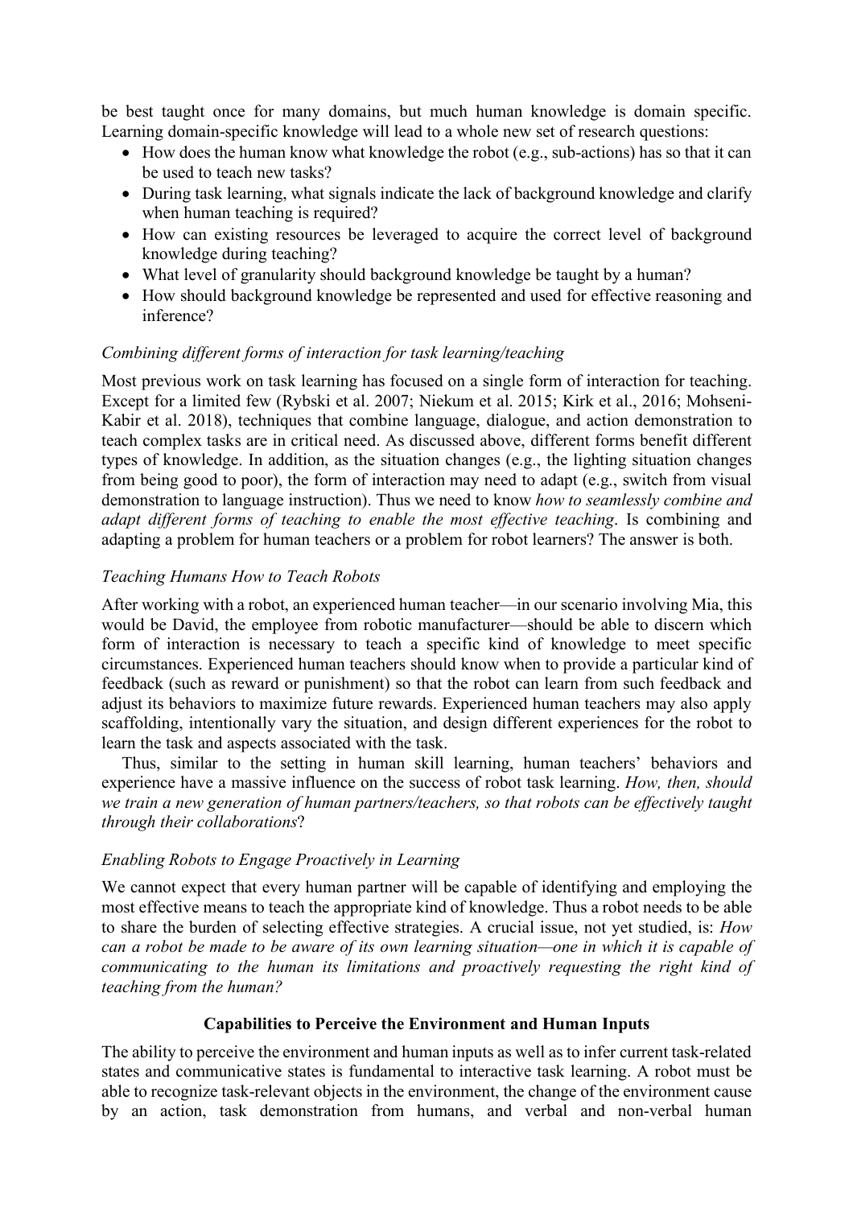be best taught once for many domains, but much human knowledge is domain specific. Learning domain-specific knowledge will lead to a whole new set of research questions:

- How does the human know what knowledge the robot (e.g., sub-actions) has so that it can be used to teach new tasks?
- During task learning, what signals indicate the lack of background knowledge and clarify when human teaching is required?
- How can existing resources be leveraged to acquire the correct level of background knowledge during teaching?
- What level of granularity should background knowledge be taught by a human?
- How should background knowledge be represented and used for effective reasoning and inference?

### *Combining different forms of interaction for task learning/teaching*

Most previous work on task learning has focused on a single form of interaction for teaching. Except for a limited few (Rybski et al. 2007; Niekum et al. 2015; Kirk et al., 2016; Mohseni-Kabir et al. 2018), techniques that combine language, dialogue, and action demonstration to teach complex tasks are in critical need. As discussed above, different forms benefit different types of knowledge. In addition, as the situation changes (e.g., the lighting situation changes from being good to poor), the form of interaction may need to adapt (e.g., switch from visual demonstration to language instruction). Thus we need to know *how to seamlessly combine and adapt different forms of teaching to enable the most effective teaching*. Is combining and adapting a problem for human teachers or a problem for robot learners? The answer is both.

### *Teaching Humans How to Teach Robots*

After working with a robot, an experienced human teacher—in our scenario involving Mia, this would be David, the employee from robotic manufacturer—should be able to discern which form of interaction is necessary to teach a specific kind of knowledge to meet specific circumstances. Experienced human teachers should know when to provide a particular kind of feedback (such as reward or punishment) so that the robot can learn from such feedback and adjust its behaviors to maximize future rewards. Experienced human teachers may also apply scaffolding, intentionally vary the situation, and design different experiences for the robot to learn the task and aspects associated with the task.

Thus, similar to the setting in human skill learning, human teachers' behaviors and experience have a massive influence on the success of robot task learning. *How, then, should we train a new generation of human partners/teachers, so that robots can be effectively taught through their collaborations*?

### *Enabling Robots to Engage Proactively in Learning*

We cannot expect that every human partner will be capable of identifying and employing the most effective means to teach the appropriate kind of knowledge. Thus a robot needs to be able to share the burden of selecting effective strategies. A crucial issue, not yet studied, is: *How can a robot be made to be aware of its own learning situation—one in which it is capable of communicating to the human its limitations and proactively requesting the right kind of teaching from the human?*

## **Capabilities to Perceive the Environment and Human Inputs**

The ability to perceive the environment and human inputs as well as to infer current task-related states and communicative states is fundamental to interactive task learning. A robot must be able to recognize task-relevant objects in the environment, the change of the environment cause by an action, task demonstration from humans, and verbal and non-verbal human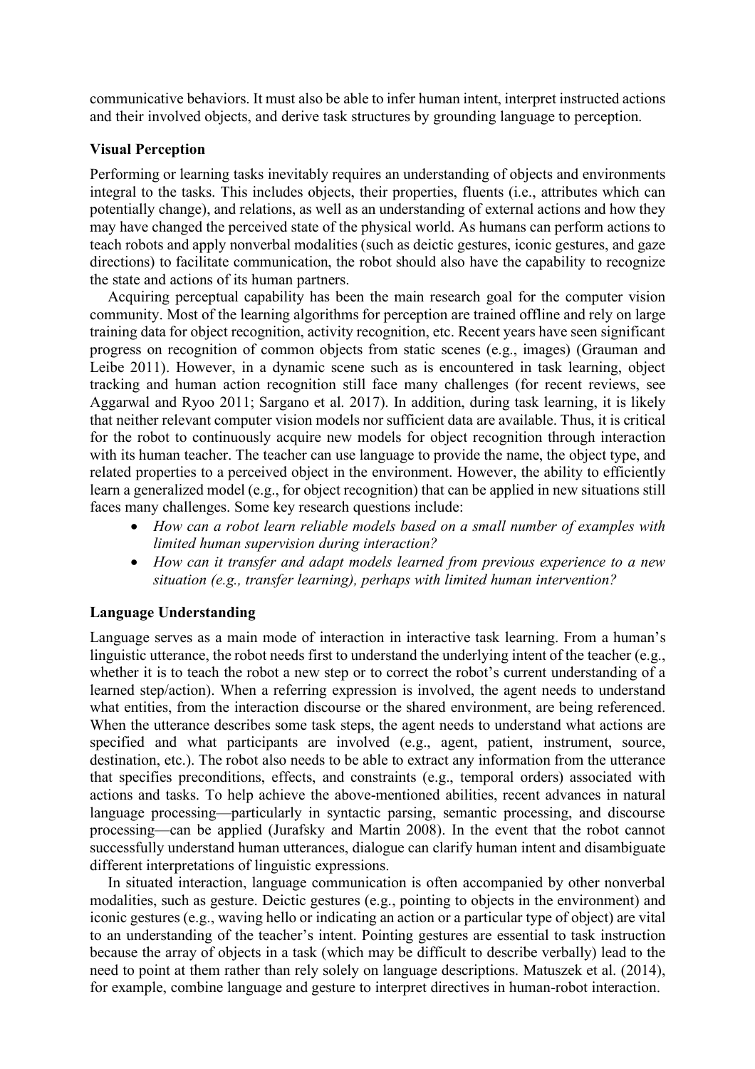communicative behaviors. It must also be able to infer human intent, interpret instructed actions and their involved objects, and derive task structures by grounding language to perception.

**Visual Perception**

Performing or learning tasks inevitably requires an understanding of objects and environments integral to the tasks. This includes objects, their properties, fluents (i.e., attributes which can potentially change), and relations, as well as an understanding of external actions and how they may have changed the perceived state of the physical world. As humans can perform actions to teach robots and apply nonverbal modalities (such as deictic gestures, iconic gestures, and gaze directions) to facilitate communication, the robot should also have the capability to recognize the state and actions of its human partners.

Acquiring perceptual capability has been the main research goal for the computer vision community. Most of the learning algorithms for perception are trained offline and rely on large training data for object recognition, activity recognition, etc. Recent years have seen significant progress on recognition of common objects from static scenes (e.g., images) (Grauman and Leibe 2011). However, in a dynamic scene such as is encountered in task learning, object tracking and human action recognition still face many challenges (for recent reviews, see Aggarwal and Ryoo 2011; Sargano et al. 2017). In addition, during task learning, it is likely that neither relevant computer vision models nor sufficient data are available. Thus, it is critical for the robot to continuously acquire new models for object recognition through interaction with its human teacher. The teacher can use language to provide the name, the object type, and related properties to a perceived object in the environment. However, the ability to efficiently learn a generalized model (e.g., for object recognition) that can be applied in new situations still faces many challenges. Some key research questions include:

- *How can a robot learn reliable models based on a small number of examples with limited human supervision during interaction?*
- *How can it transfer and adapt models learned from previous experience to a new situation (e.g., transfer learning), perhaps with limited human intervention?*

**Language Understanding**

Language serves as a main mode of interaction in interactive task learning. From a human's linguistic utterance, the robot needs first to understand the underlying intent of the teacher (e.g., whether it is to teach the robot a new step or to correct the robot's current understanding of a learned step/action). When a referring expression is involved, the agent needs to understand what entities, from the interaction discourse or the shared environment, are being referenced. When the utterance describes some task steps, the agent needs to understand what actions are specified and what participants are involved (e.g., agent, patient, instrument, source, destination, etc.). The robot also needs to be able to extract any information from the utterance that specifies preconditions, effects, and constraints (e.g., temporal orders) associated with actions and tasks. To help achieve the above-mentioned abilities, recent advances in natural language processing—particularly in syntactic parsing, semantic processing, and discourse processing—can be applied (Jurafsky and Martin 2008). In the event that the robot cannot successfully understand human utterances, dialogue can clarify human intent and disambiguate different interpretations of linguistic expressions.

In situated interaction, language communication is often accompanied by other nonverbal modalities, such as gesture. Deictic gestures (e.g., pointing to objects in the environment) and iconic gestures (e.g., waving hello or indicating an action or a particular type of object) are vital to an understanding of the teacher's intent. Pointing gestures are essential to task instruction because the array of objects in a task (which may be difficult to describe verbally) lead to the need to point at them rather than rely solely on language descriptions. Matuszek et al. (2014), for example, combine language and gesture to interpret directives in human-robot interaction.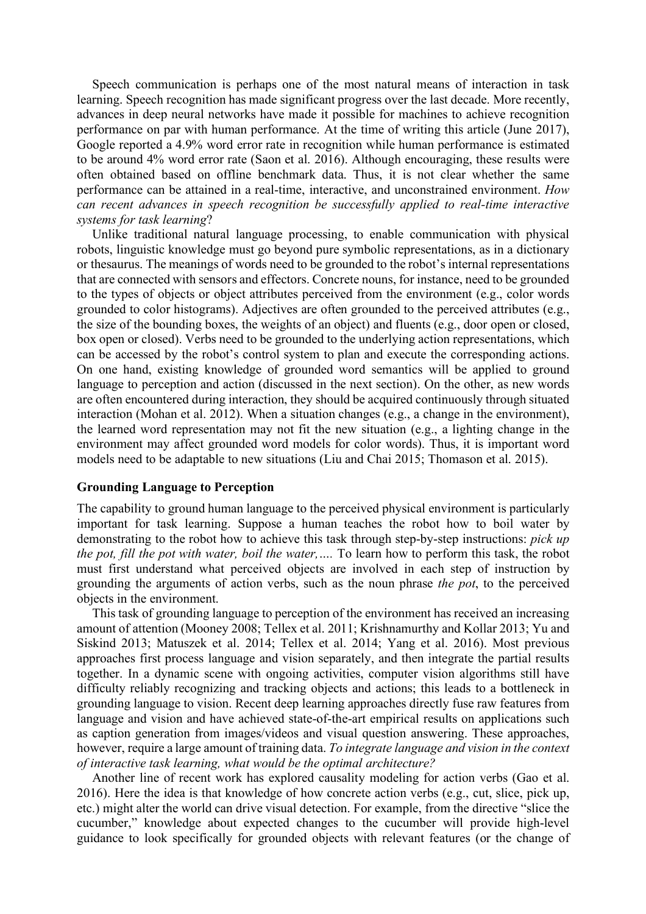Speech communication is perhaps one of the most natural means of interaction in task learning. Speech recognition has made significant progress over the last decade. More recently, advances in deep neural networks have made it possible for machines to achieve recognition performance on par with human performance. At the time of writing this article (June 2017), Google reported a 4.9% word error rate in recognition while human performance is estimated to be around 4% word error rate (Saon et al. 2016). Although encouraging, these results were often obtained based on offline benchmark data. Thus, it is not clear whether the same performance can be attained in a real-time, interactive, and unconstrained environment. *How can recent advances in speech recognition be successfully applied to real-time interactive systems for task learning*?

Unlike traditional natural language processing, to enable communication with physical robots, linguistic knowledge must go beyond pure symbolic representations, as in a dictionary or thesaurus. The meanings of words need to be grounded to the robot's internal representations that are connected with sensors and effectors. Concrete nouns, for instance, need to be grounded to the types of objects or object attributes perceived from the environment (e.g., color words grounded to color histograms). Adjectives are often grounded to the perceived attributes (e.g., the size of the bounding boxes, the weights of an object) and fluents (e.g., door open or closed, box open or closed). Verbs need to be grounded to the underlying action representations, which can be accessed by the robot's control system to plan and execute the corresponding actions. On one hand, existing knowledge of grounded word semantics will be applied to ground language to perception and action (discussed in the next section). On the other, as new words are often encountered during interaction, they should be acquired continuously through situated interaction (Mohan et al. 2012). When a situation changes (e.g., a change in the environment), the learned word representation may not fit the new situation (e.g., a lighting change in the environment may affect grounded word models for color words). Thus, it is important word models need to be adaptable to new situations (Liu and Chai 2015; Thomason et al. 2015).

### Grounding Language to Perception

The capability to ground human language to the perceived physical environment is particularly important for task learning. Suppose a human teaches the robot how to boil water by demonstrating to the robot how to achieve this task through step-by-step instructions: *pick up the pot, fill the pot with water, boil the water,….* To learn how to perform this task, the robot must first understand what perceived objects are involved in each step of instruction by grounding the arguments of action verbs, such as the noun phrase *the pot*, to the perceived objects in the environment.

This task of grounding language to perception of the environment has received an increasing amount of attention (Mooney 2008; Tellex et al. 2011; Krishnamurthy and Kollar 2013; Yu and Siskind 2013; Matuszek et al. 2014; Tellex et al. 2014; Yang et al. 2016). Most previous approaches first process language and vision separately, and then integrate the partial results together. In a dynamic scene with ongoing activities, computer vision algorithms still have difficulty reliably recognizing and tracking objects and actions; this leads to a bottleneck in grounding language to vision. Recent deep learning approaches directly fuse raw features from language and vision and have achieved state-of-the-art empirical results on applications such as caption generation from images/videos and visual question answering. These approaches, however, require a large amount of training data. *To integrate language and vision in the context of interactive task learning, what would be the optimal architecture?*

Another line of recent work has explored causality modeling for action verbs (Gao et al. 2016). Here the idea is that knowledge of how concrete action verbs (e.g., cut, slice, pick up, etc.) might alter the world can drive visual detection. For example, from the directive "slice the cucumber," knowledge about expected changes to the cucumber will provide high-level guidance to look specifically for grounded objects with relevant features (or the change of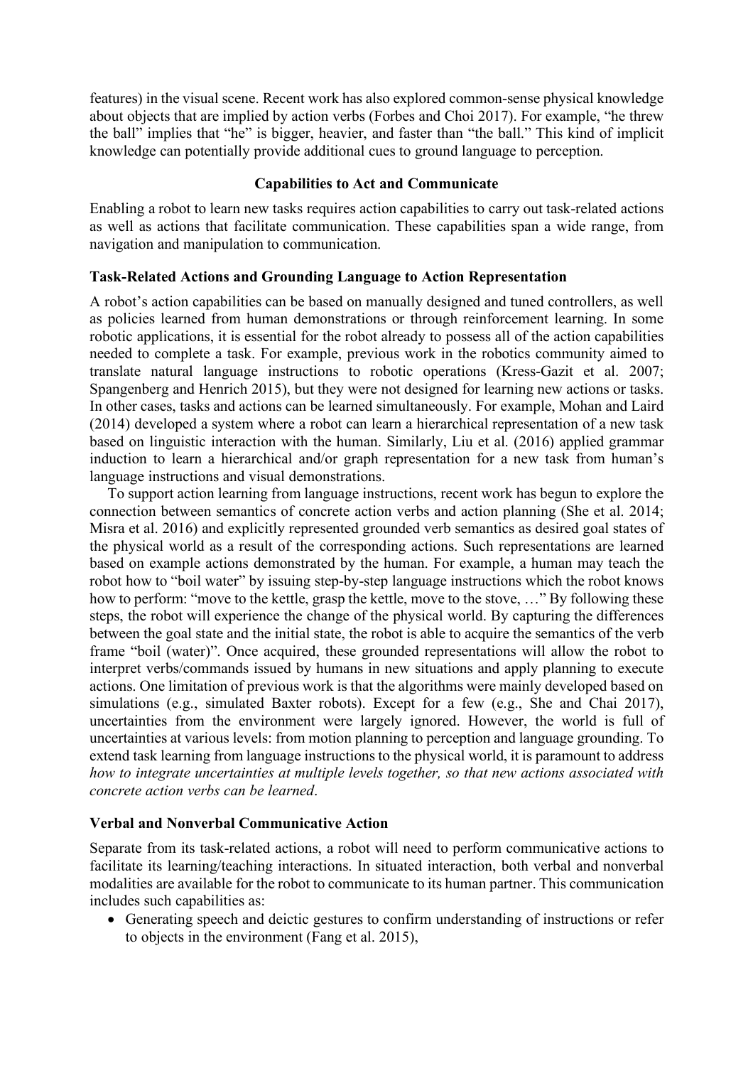features) in the visual scene. Recent work has also explored common-sense physical knowledge about objects that are implied by action verbs (Forbes and Choi 2017). For example, "he threw the ball" implies that "he" is bigger, heavier, and faster than "the ball." This kind of implicit knowledge can potentially provide additional cues to ground language to perception.

## Capabilities to Act and Communicate

Enabling a robot to learn new tasks requires action capabilities to carry out task-related actions as well as actions that facilitate communication. These capabilities span a wide range, from navigation and manipulation to communication.

### Task-Related Actions and Grounding Language to Action Representation

A robot's action capabilities can be based on manually designed and tuned controllers, as well as policies learned from human demonstrations or through reinforcement learning. In some robotic applications, it is essential for the robot already to possess all of the action capabilities needed to complete a task. For example, previous work in the robotics community aimed to translate natural language instructions to robotic operations (Kress-Gazit et al. 2007; Spangenberg and Henrich 2015), but they were not designed for learning new actions or tasks. In other cases, tasks and actions can be learned simultaneously. For example, Mohan and Laird (2014) developed a system where a robot can learn a hierarchical representation of a new task based on linguistic interaction with the human. Similarly, Liu et al. (2016) applied grammar induction to learn a hierarchical and/or graph representation for a new task from human's language instructions and visual demonstrations.

To support action learning from language instructions, recent work has begun to explore the connection between semantics of concrete action verbs and action planning (She et al. 2014; Misra et al. 2016) and explicitly represented grounded verb semantics as desired goal states of the physical world as a result of the corresponding actions. Such representations are learned based on example actions demonstrated by the human. For example, a human may teach the robot how to "boil water" by issuing step-by-step language instructions which the robot knows how to perform: "move to the kettle, grasp the kettle, move to the stove, …" By following these steps, the robot will experience the change of the physical world. By capturing the differences between the goal state and the initial state, the robot is able to acquire the semantics of the verb frame "boil (water)". Once acquired, these grounded representations will allow the robot to interpret verbs/commands issued by humans in new situations and apply planning to execute actions. One limitation of previous work is that the algorithms were mainly developed based on simulations (e.g., simulated Baxter robots). Except for a few (e.g., She and Chai 2017), uncertainties from the environment were largely ignored. However, the world is full of uncertainties at various levels: from motion planning to perception and language grounding. To extend task learning from language instructions to the physical world, it is paramount to address *how to integrate uncertainties at multiple levels together, so that new actions associated with concrete action verbs can be learned*.

### Verbal and Nonverbal Communicative Action

Separate from its task-related actions, a robot will need to perform communicative actions to facilitate its learning/teaching interactions. In situated interaction, both verbal and nonverbal modalities are available for the robot to communicate to its human partner. This communication includes such capabilities as:

- Generating speech and deictic gestures to confirm understanding of instructions or refer to objects in the environment (Fang et al. 2015),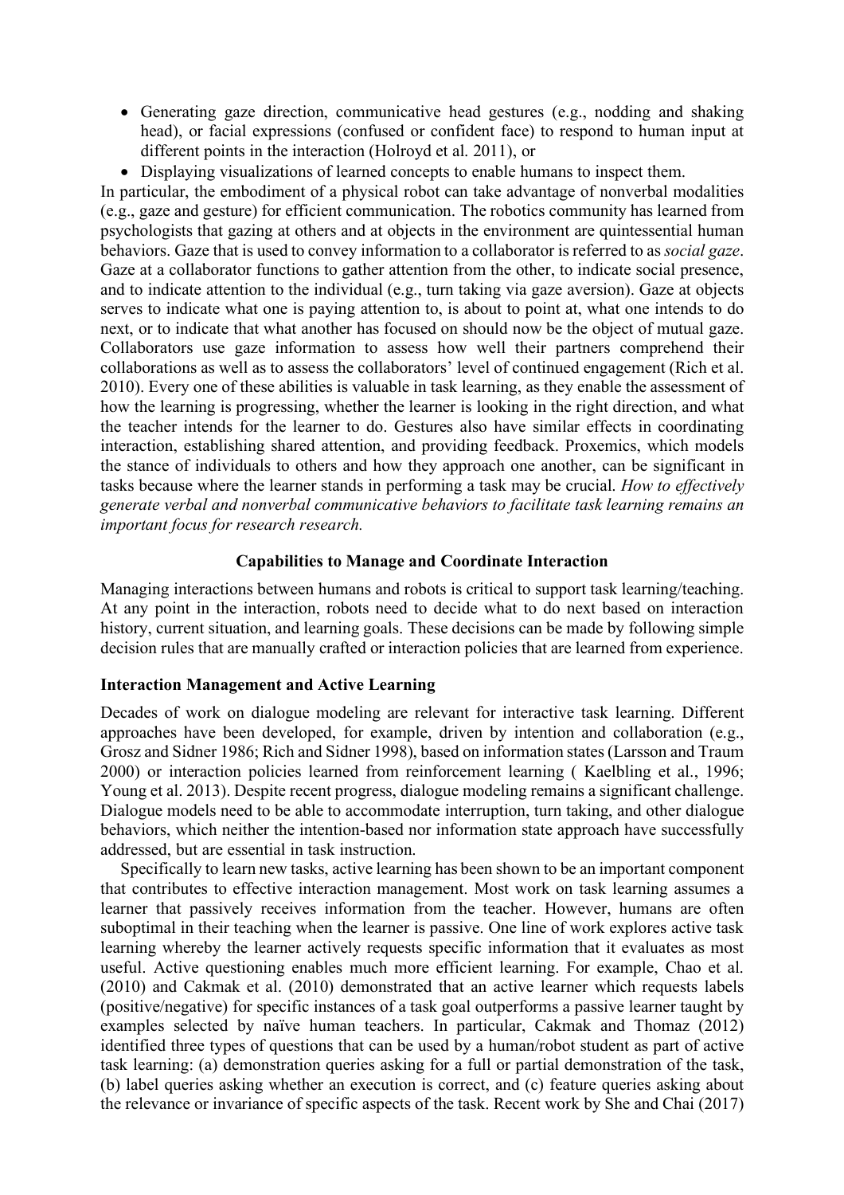- Generating gaze direction, communicative head gestures (e.g., nodding and shaking head), or facial expressions (confused or confident face) to respond to human input at different points in the interaction (Holroyd et al. 2011), or
- Displaying visualizations of learned concepts to enable humans to inspect them.

In particular, the embodiment of a physical robot can take advantage of nonverbal modalities (e.g., gaze and gesture) for efficient communication. The robotics community has learned from psychologists that gazing at others and at objects in the environment are quintessential human behaviors. Gaze that is used to convey information to a collaborator is referred to as *social gaze*. Gaze at a collaborator functions to gather attention from the other, to indicate social presence, and to indicate attention to the individual (e.g., turn taking via gaze aversion). Gaze at objects serves to indicate what one is paying attention to, is about to point at, what one intends to do next, or to indicate that what another has focused on should now be the object of mutual gaze. Collaborators use gaze information to assess how well their partners comprehend their collaborations as well as to assess the collaborators' level of continued engagement (Rich et al. 2010). Every one of these abilities is valuable in task learning, as they enable the assessment of how the learning is progressing, whether the learner is looking in the right direction, and what the teacher intends for the learner to do. Gestures also have similar effects in coordinating interaction, establishing shared attention, and providing feedback. Proxemics, which models the stance of individuals to others and how they approach one another, can be significant in tasks because where the learner stands in performing a task may be crucial. *How to effectively generate verbal and nonverbal communicative behaviors to facilitate task learning remains an important focus for research research.*

## Capabilities to Manage and Coordinate Interaction

Managing interactions between humans and robots is critical to support task learning/teaching. At any point in the interaction, robots need to decide what to do next based on interaction history, current situation, and learning goals. These decisions can be made by following simple decision rules that are manually crafted or interaction policies that are learned from experience.

### Interaction Management and Active Learning

Decades of work on dialogue modeling are relevant for interactive task learning. Different approaches have been developed, for example, driven by intention and collaboration (e.g., Grosz and Sidner 1986; Rich and Sidner 1998), based on information states (Larsson and Traum 2000) or interaction policies learned from reinforcement learning ( Kaelbling et al., 1996; Young et al. 2013). Despite recent progress, dialogue modeling remains a significant challenge. Dialogue models need to be able to accommodate interruption, turn taking, and other dialogue behaviors, which neither the intention-based nor information state approach have successfully addressed, but are essential in task instruction.

Specifically to learn new tasks, active learning has been shown to be an important component that contributes to effective interaction management. Most work on task learning assumes a learner that passively receives information from the teacher. However, humans are often suboptimal in their teaching when the learner is passive. One line of work explores active task learning whereby the learner actively requests specific information that it evaluates as most useful. Active questioning enables much more efficient learning. For example, Chao et al. (2010) and Cakmak et al. (2010) demonstrated that an active learner which requests labels (positive/negative) for specific instances of a task goal outperforms a passive learner taught by examples selected by naïve human teachers. In particular, Cakmak and Thomaz (2012) identified three types of questions that can be used by a human/robot student as part of active task learning: (a) demonstration queries asking for a full or partial demonstration of the task, (b) label queries asking whether an execution is correct, and (c) feature queries asking about the relevance or invariance of specific aspects of the task. Recent work by She and Chai (2017)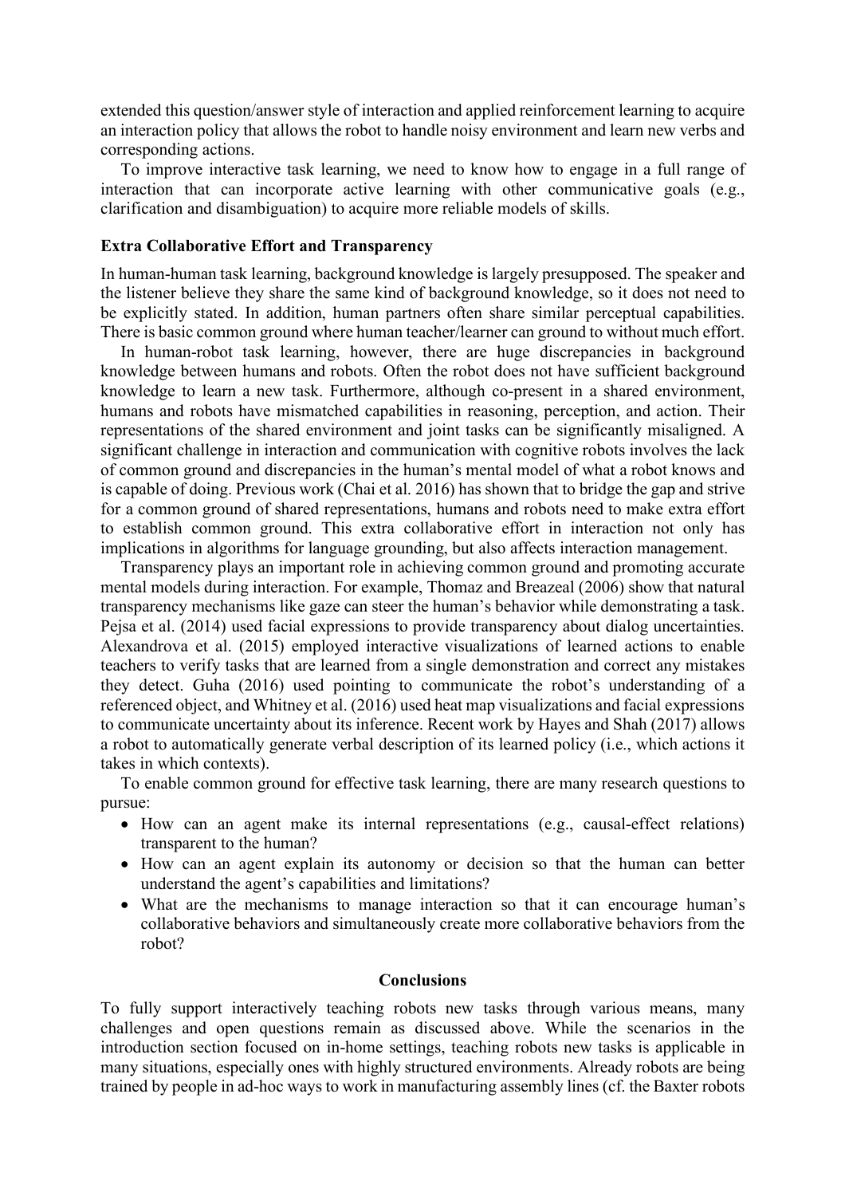extended this question/answer style of interaction and applied reinforcement learning to acquire an interaction policy that allows the robot to handle noisy environment and learn new verbs and corresponding actions.

To improve interactive task learning, we need to know how to engage in a full range of interaction that can incorporate active learning with other communicative goals (e.g., clarification and disambiguation) to acquire more reliable models of skills.

### Extra Collaborative Effort and Transparency

In human-human task learning, background knowledge is largely presupposed. The speaker and the listener believe they share the same kind of background knowledge, so it does not need to be explicitly stated. In addition, human partners often share similar perceptual capabilities. There is basic common ground where human teacher/learner can ground to without much effort.

In human-robot task learning, however, there are huge discrepancies in background knowledge between humans and robots. Often the robot does not have sufficient background knowledge to learn a new task. Furthermore, although co-present in a shared environment, humans and robots have mismatched capabilities in reasoning, perception, and action. Their representations of the shared environment and joint tasks can be significantly misaligned. A significant challenge in interaction and communication with cognitive robots involves the lack of common ground and discrepancies in the human's mental model of what a robot knows and is capable of doing. Previous work (Chai et al. 2016) has shown that to bridge the gap and strive for a common ground of shared representations, humans and robots need to make extra effort to establish common ground. This extra collaborative effort in interaction not only has implications in algorithms for language grounding, but also affects interaction management.

Transparency plays an important role in achieving common ground and promoting accurate mental models during interaction. For example, Thomaz and Breazeal (2006) show that natural transparency mechanisms like gaze can steer the human's behavior while demonstrating a task. Pejsa et al. (2014) used facial expressions to provide transparency about dialog uncertainties. Alexandrova et al. (2015) employed interactive visualizations of learned actions to enable teachers to verify tasks that are learned from a single demonstration and correct any mistakes they detect. Guha (2016) used pointing to communicate the robot's understanding of a referenced object, and Whitney et al. (2016) used heat map visualizations and facial expressions to communicate uncertainty about its inference. Recent work by Hayes and Shah (2017) allows a robot to automatically generate verbal description of its learned policy (i.e., which actions it takes in which contexts).

To enable common ground for effective task learning, there are many research questions to pursue:

- How can an agent make its internal representations (e.g., causal-effect relations) transparent to the human?
- How can an agent explain its autonomy or decision so that the human can better understand the agent's capabilities and limitations?
- What are the mechanisms to manage interaction so that it can encourage human's collaborative behaviors and simultaneously create more collaborative behaviors from the robot?

## Conclusions

To fully support interactively teaching robots new tasks through various means, many challenges and open questions remain as discussed above. While the scenarios in the introduction section focused on in-home settings, teaching robots new tasks is applicable in many situations, especially ones with highly structured environments. Already robots are being trained by people in ad-hoc ways to work in manufacturing assembly lines (cf. the Baxter robots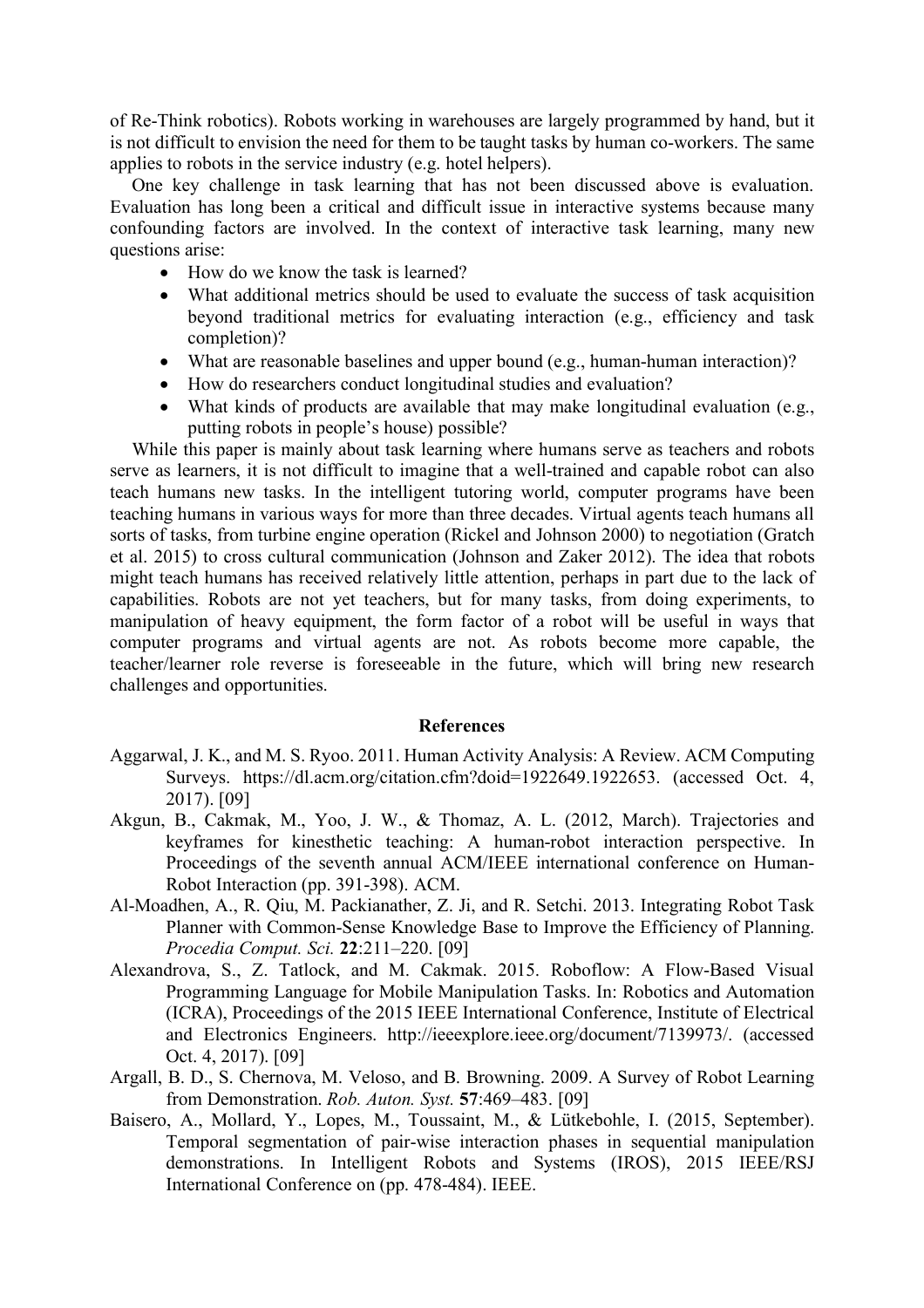of Re-Think robotics). Robots working in warehouses are largely programmed by hand, but it is not difficult to envision the need for them to be taught tasks by human co-workers. The same applies to robots in the service industry (e.g. hotel helpers).

One key challenge in task learning that has not been discussed above is evaluation. Evaluation has long been a critical and difficult issue in interactive systems because many confounding factors are involved. In the context of interactive task learning, many new questions arise:

- How do we know the task is learned?
- What additional metrics should be used to evaluate the success of task acquisition beyond traditional metrics for evaluating interaction (e.g., efficiency and task completion)?
- What are reasonable baselines and upper bound (e.g., human-human interaction)?
- How do researchers conduct longitudinal studies and evaluation?
- What kinds of products are available that may make longitudinal evaluation (e.g., putting robots in people's house) possible?

While this paper is mainly about task learning where humans serve as teachers and robots serve as learners, it is not difficult to imagine that a well-trained and capable robot can also teach humans new tasks. In the intelligent tutoring world, computer programs have been teaching humans in various ways for more than three decades. Virtual agents teach humans all sorts of tasks, from turbine engine operation (Rickel and Johnson 2000) to negotiation (Gratch et al. 2015) to cross cultural communication (Johnson and Zaker 2012). The idea that robots might teach humans has received relatively little attention, perhaps in part due to the lack of capabilities. Robots are not yet teachers, but for many tasks, from doing experiments, to manipulation of heavy equipment, the form factor of a robot will be useful in ways that computer programs and virtual agents are not. As robots become more capable, the teacher/learner role reverse is foreseeable in the future, which will bring new research challenges and opportunities.

## References

Aggarwal, J. K., and M. S. Ryoo. 2011. Human Activity Analysis: A Review. ACM Computing Surveys. https://dl.acm.org/citation.cfm?doid=1922649.1922653. (accessed Oct. 4, 2017). [09]

Akgun, B., Cakmak, M., Yoo, J. W., & Thomaz, A. L. (2012, March). Trajectories and keyframes for kinesthetic teaching: A human-robot interaction perspective. In Proceedings of the seventh annual ACM/IEEE international conference on Human-Robot Interaction (pp. 391-398). ACM.

Al-Moadhen, A., R. Qiu, M. Packianather, Z. Ji, and R. Setchi. 2013. Integrating Robot Task Planner with Common-Sense Knowledge Base to Improve the Efficiency of Planning. *Procedia Comput. Sci.* **22**:211–220. [09]

Alexandrova, S., Z. Tatlock, and M. Cakmak. 2015. Roboflow: A Flow-Based Visual Programming Language for Mobile Manipulation Tasks. In: Robotics and Automation (ICRA), Proceedings of the 2015 IEEE International Conference, Institute of Electrical and Electronics Engineers. http://ieeexplore.ieee.org/document/7139973/. (accessed Oct. 4, 2017). [09]

Argall, B. D., S. Chernova, M. Veloso, and B. Browning. 2009. A Survey of Robot Learning from Demonstration. *Rob. Auton. Syst.* **57**:469–483. [09]

Baisero, A., Mollard, Y., Lopes, M., Toussaint, M., & Lütkebohle, I. (2015, September). Temporal segmentation of pair-wise interaction phases in sequential manipulation demonstrations. In Intelligent Robots and Systems (IROS), 2015 IEEE/RSJ International Conference on (pp. 478-484). IEEE.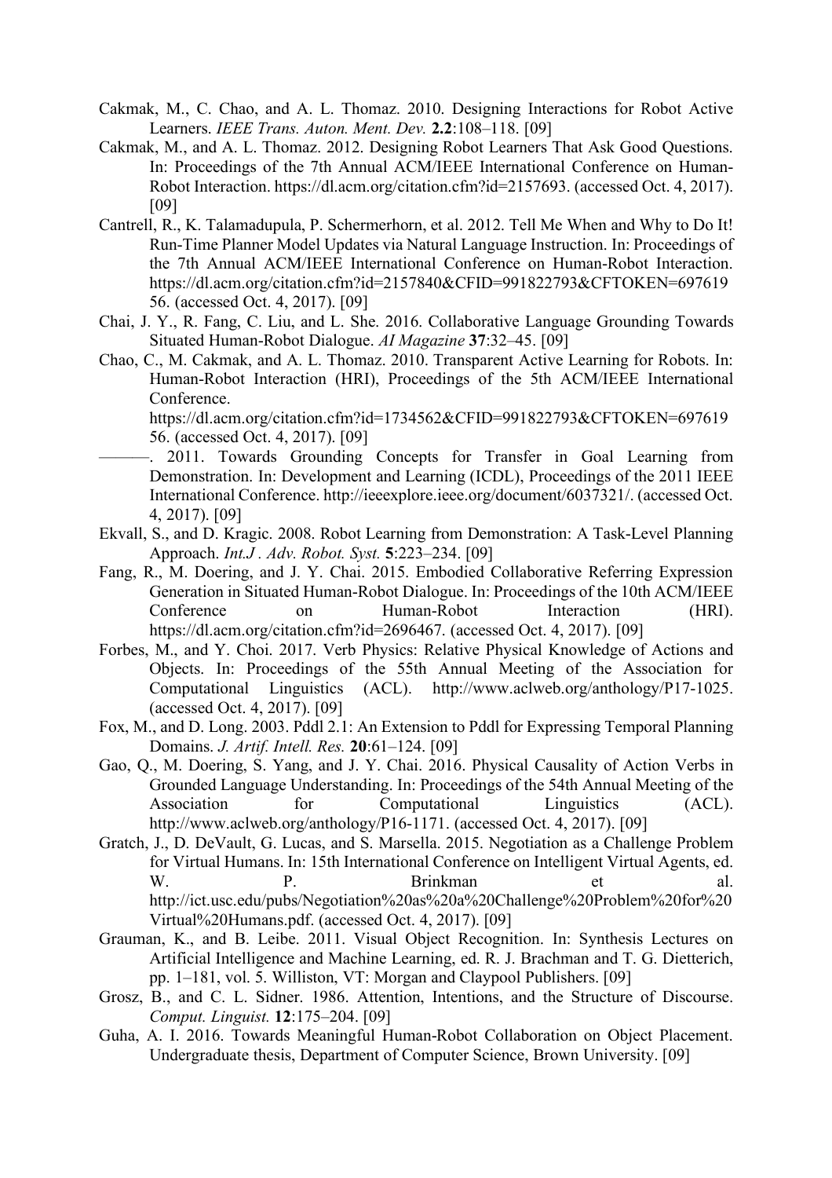Cakmak, M., C. Chao, and A. L. Thomaz. 2010. Designing Interactions for Robot Active Learners. *IEEE Trans. Auton. Ment. Dev.* **2.2**:108–118. [09]

Cakmak, M., and A. L. Thomaz. 2012. Designing Robot Learners That Ask Good Questions. In: Proceedings of the 7th Annual ACM/IEEE International Conference on Human-Robot Interaction. https://dl.acm.org/citation.cfm?id=2157693. (accessed Oct. 4, 2017). [09]

Cantrell, R., K. Talamadupula, P. Schermerhorn, et al. 2012. Tell Me When and Why to Do It! Run-Time Planner Model Updates via Natural Language Instruction. In: Proceedings of the 7th Annual ACM/IEEE International Conference on Human-Robot Interaction. https://dl.acm.org/citation.cfm?id=2157840&CFID=991822793&CFTOKEN=69761956. (accessed Oct. 4, 2017). [09]

Chai, J. Y., R. Fang, C. Liu, and L. She. 2016. Collaborative Language Grounding Towards Situated Human-Robot Dialogue. *AI Magazine* **37**:32–45. [09]

Chao, C., M. Cakmak, and A. L. Thomaz. 2010. Transparent Active Learning for Robots. In: Human-Robot Interaction (HRI), Proceedings of the 5th ACM/IEEE International Conference. https://dl.acm.org/citation.cfm?id=1734562&CFID=991822793&CFTOKEN=69761956. (accessed Oct. 4, 2017). [09]

———. 2011. Towards Grounding Concepts for Transfer in Goal Learning from Demonstration. In: Development and Learning (ICDL), Proceedings of the 2011 IEEE International Conference. http://ieeexplore.ieee.org/document/6037321/. (accessed Oct. 4, 2017). [09]

Ekvall, S., and D. Kragic. 2008. Robot Learning from Demonstration: A Task-Level Planning Approach. *Int.J . Adv. Robot. Syst.* **5**:223–234. [09]

Fang, R., M. Doering, and J. Y. Chai. 2015. Embodied Collaborative Referring Expression Generation in Situated Human-Robot Dialogue. In: Proceedings of the 10th ACM/IEEE Conference on Human-Robot Interaction (HRI). https://dl.acm.org/citation.cfm?id=2696467. (accessed Oct. 4, 2017). [09]

Forbes, M., and Y. Choi. 2017. Verb Physics: Relative Physical Knowledge of Actions and Objects. In: Proceedings of the 55th Annual Meeting of the Association for Computational Linguistics (ACL). http://www.aclweb.org/anthology/P17-1025. (accessed Oct. 4, 2017). [09]

Fox, M., and D. Long. 2003. Pddl 2.1: An Extension to Pddl for Expressing Temporal Planning Domains. *J. Artif. Intell. Res.* **20**:61–124. [09]

Gao, Q., M. Doering, S. Yang, and J. Y. Chai. 2016. Physical Causality of Action Verbs in Grounded Language Understanding. In: Proceedings of the 54th Annual Meeting of the Association for Computational Linguistics (ACL). http://www.aclweb.org/anthology/P16-1171. (accessed Oct. 4, 2017). [09]

Gratch, J., D. DeVault, G. Lucas, and S. Marsella. 2015. Negotiation as a Challenge Problem for Virtual Humans. In: 15th International Conference on Intelligent Virtual Agents, ed. W. P. Brinkman et al. http://ict.usc.edu/pubs/Negotiation%20as%20a%20Challenge%20Problem%20for%20Virtual%20Humans.pdf. (accessed Oct. 4, 2017). [09]

Grauman, K., and B. Leibe. 2011. Visual Object Recognition. In: Synthesis Lectures on Artificial Intelligence and Machine Learning, ed. R. J. Brachman and T. G. Dietterich, pp. 1–181, vol. 5. Williston, VT: Morgan and Claypool Publishers. [09]

Grosz, B., and C. L. Sidner. 1986. Attention, Intentions, and the Structure of Discourse. *Comput. Linguist.* **12**:175–204. [09]

Guha, A. I. 2016. Towards Meaningful Human-Robot Collaboration on Object Placement. Undergraduate thesis, Department of Computer Science, Brown University. [09]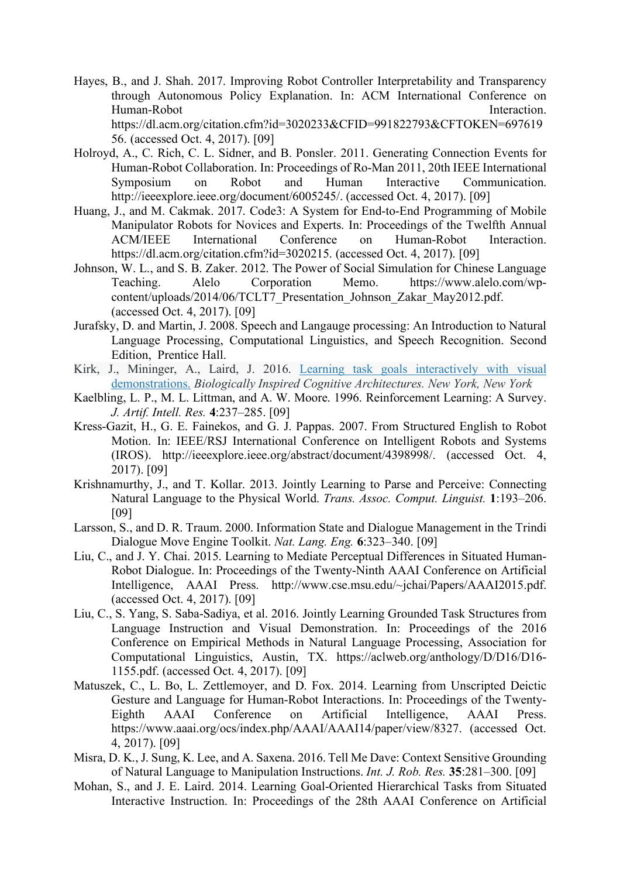Hayes, B., and J. Shah. 2017. Improving Robot Controller Interpretability and Transparency through Autonomous Policy Explanation. In: ACM International Conference on Human-Robot Interaction. https://dl.acm.org/citation.cfm?id=3020233&CFID=991822793&CFTOKEN=69761956. (accessed Oct. 4, 2017). [09]

Holroyd, A., C. Rich, C. L. Sidner, and B. Ponsler. 2011. Generating Connection Events for Human-Robot Collaboration. In: Proceedings of Ro-Man 2011, 20th IEEE International Symposium on Robot and Human Interactive Communication. http://ieeexplore.ieee.org/document/6005245/. (accessed Oct. 4, 2017). [09]

Huang, J., and M. Cakmak. 2017. Code3: A System for End-to-End Programming of Mobile Manipulator Robots for Novices and Experts. In: Proceedings of the Twelfth Annual ACM/IEEE International Conference on Human-Robot Interaction. https://dl.acm.org/citation.cfm?id=3020215. (accessed Oct. 4, 2017). [09]

Johnson, W. L., and S. B. Zaker. 2012. The Power of Social Simulation for Chinese Language Teaching. Alelo Corporation Memo. https://www.alelo.com/wp-content/uploads/2014/06/TCLT7_Presentation_Johnson_Zakar_May2012.pdf. (accessed Oct. 4, 2017). [09]

Jurafsky, D. and Martin, J. 2008. Speech and Langauge processing: An Introduction to Natural Language Processing, Computational Linguistics, and Speech Recognition. Second Edition, Prentice Hall.

Kirk, J., Mininger, A., Laird, J. 2016. Learning task goals interactively with visual demonstrations. *Biologically Inspired Cognitive Architectures. New York, New York*

Kaelbling, L. P., M. L. Littman, and A. W. Moore. 1996. Reinforcement Learning: A Survey. *J. Artif. Intell. Res.* **4**:237–285. [09]

Kress-Gazit, H., G. E. Fainekos, and G. J. Pappas. 2007. From Structured English to Robot Motion. In: IEEE/RSJ International Conference on Intelligent Robots and Systems (IROS). http://ieeexplore.ieee.org/abstract/document/4398998/. (accessed Oct. 4, 2017). [09]

Krishnamurthy, J., and T. Kollar. 2013. Jointly Learning to Parse and Perceive: Connecting Natural Language to the Physical World. *Trans. Assoc. Comput. Linguist.* **1**:193–206. [09]

Larsson, S., and D. R. Traum. 2000. Information State and Dialogue Management in the Trindi Dialogue Move Engine Toolkit. *Nat. Lang. Eng.* **6**:323–340. [09]

Liu, C., and J. Y. Chai. 2015. Learning to Mediate Perceptual Differences in Situated Human-Robot Dialogue. In: Proceedings of the Twenty-Ninth AAAI Conference on Artificial Intelligence, AAAI Press. http://www.cse.msu.edu/~jchai/Papers/AAAI2015.pdf. (accessed Oct. 4, 2017). [09]

Liu, C., S. Yang, S. Saba-Sadiya, et al. 2016. Jointly Learning Grounded Task Structures from Language Instruction and Visual Demonstration. In: Proceedings of the 2016 Conference on Empirical Methods in Natural Language Processing, Association for Computational Linguistics, Austin, TX. https://aclweb.org/anthology/D/D16/D16-1155.pdf. (accessed Oct. 4, 2017). [09]

Matuszek, C., L. Bo, L. Zettlemoyer, and D. Fox. 2014. Learning from Unscripted Deictic Gesture and Language for Human-Robot Interactions. In: Proceedings of the Twenty-Eighth AAAI Conference on Artificial Intelligence, AAAI Press. https://www.aaai.org/ocs/index.php/AAAI/AAAI14/paper/view/8327. (accessed Oct. 4, 2017). [09]

Misra, D. K., J. Sung, K. Lee, and A. Saxena. 2016. Tell Me Dave: Context Sensitive Grounding of Natural Language to Manipulation Instructions. *Int. J. Rob. Res.* **35**:281–300. [09]

Mohan, S., and J. E. Laird. 2014. Learning Goal-Oriented Hierarchical Tasks from Situated Interactive Instruction. In: Proceedings of the 28th AAAI Conference on Artificial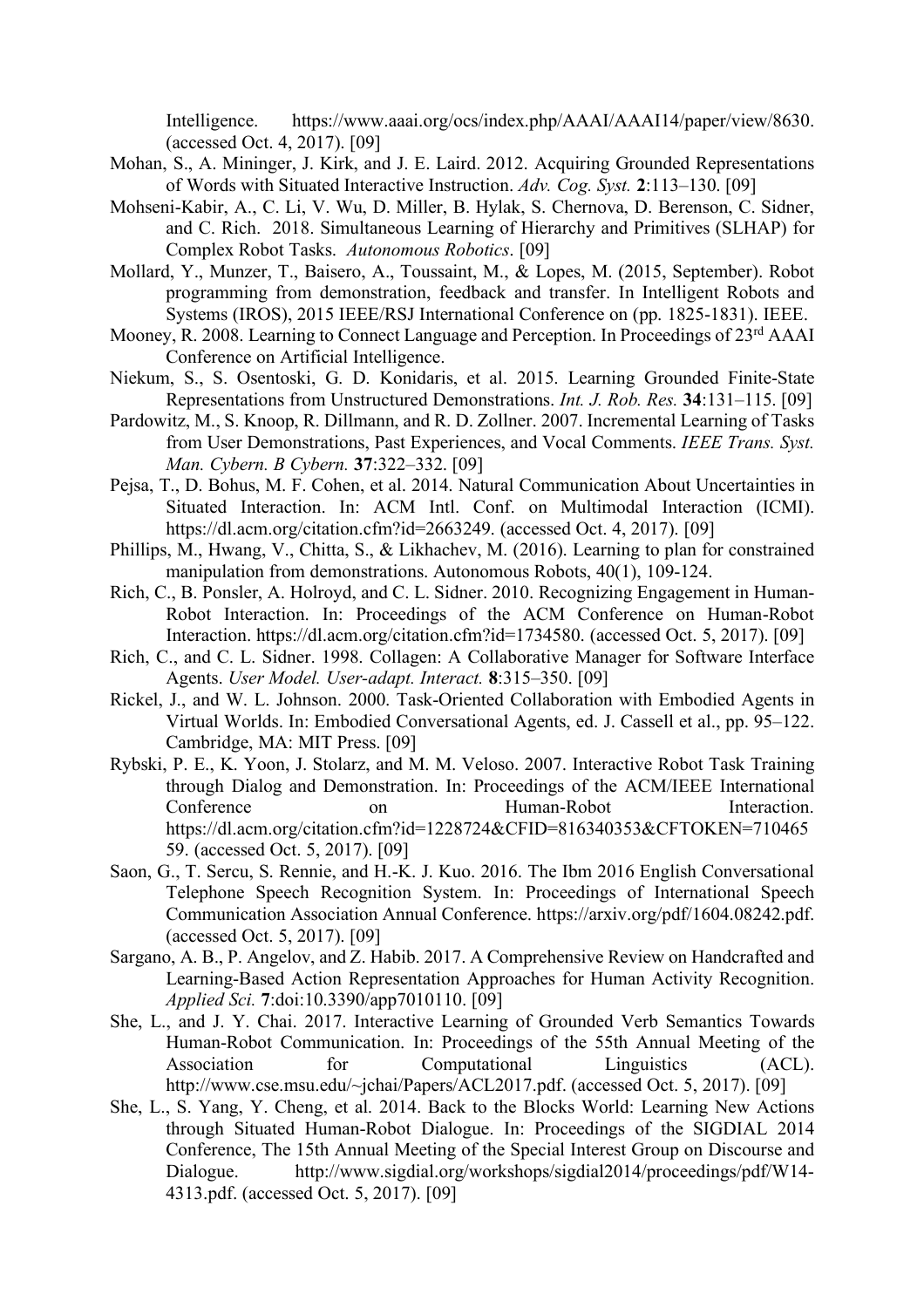Intelligence. https://www.aaai.org/ocs/index.php/AAAI/AAAI14/paper/view/8630. (accessed Oct. 4, 2017). [09]

Mohan, S., A. Mininger, J. Kirk, and J. E. Laird. 2012. Acquiring Grounded Representations of Words with Situated Interactive Instruction. *Adv. Cog. Syst.* **2**:113–130. [09]

Mohseni-Kabir, A., C. Li, V. Wu, D. Miller, B. Hylak, S. Chernova, D. Berenson, C. Sidner, and C. Rich. 2018. Simultaneous Learning of Hierarchy and Primitives (SLHAP) for Complex Robot Tasks. *Autonomous Robotics*. [09]

Mollard, Y., Munzer, T., Baisero, A., Toussaint, M., & Lopes, M. (2015, September). Robot programming from demonstration, feedback and transfer. In Intelligent Robots and Systems (IROS), 2015 IEEE/RSJ International Conference on (pp. 1825-1831). IEEE.

Mooney, R. 2008. Learning to Connect Language and Perception. In Proceedings of 23rd AAAI Conference on Artificial Intelligence.

Niekum, S., S. Osentoski, G. D. Konidaris, et al. 2015. Learning Grounded Finite-State Representations from Unstructured Demonstrations. *Int. J. Rob. Res.* **34**:131–115. [09]

Pardowitz, M., S. Knoop, R. Dillmann, and R. D. Zollner. 2007. Incremental Learning of Tasks from User Demonstrations, Past Experiences, and Vocal Comments. *IEEE Trans. Syst. Man. Cybern. B Cybern.* **37**:322–332. [09]

Pejsa, T., D. Bohus, M. F. Cohen, et al. 2014. Natural Communication About Uncertainties in Situated Interaction. In: ACM Intl. Conf. on Multimodal Interaction (ICMI). https://dl.acm.org/citation.cfm?id=2663249. (accessed Oct. 4, 2017). [09]

Phillips, M., Hwang, V., Chitta, S., & Likhachev, M. (2016). Learning to plan for constrained manipulation from demonstrations. Autonomous Robots, 40(1), 109-124.

Rich, C., B. Ponsler, A. Holroyd, and C. L. Sidner. 2010. Recognizing Engagement in Human-Robot Interaction. In: Proceedings of the ACM Conference on Human-Robot Interaction. https://dl.acm.org/citation.cfm?id=1734580. (accessed Oct. 5, 2017). [09]

Rich, C., and C. L. Sidner. 1998. Collagen: A Collaborative Manager for Software Interface Agents. *User Model. User-adapt. Interact.* **8**:315–350. [09]

Rickel, J., and W. L. Johnson. 2000. Task-Oriented Collaboration with Embodied Agents in Virtual Worlds. In: Embodied Conversational Agents, ed. J. Cassell et al., pp. 95–122. Cambridge, MA: MIT Press. [09]

Rybski, P. E., K. Yoon, J. Stolarz, and M. M. Veloso. 2007. Interactive Robot Task Training through Dialog and Demonstration. In: Proceedings of the ACM/IEEE International Conference on Human-Robot Interaction. https://dl.acm.org/citation.cfm?id=1228724&CFID=816340353&CFTOKEN=71046559. (accessed Oct. 5, 2017). [09]

Saon, G., T. Sercu, S. Rennie, and H.-K. J. Kuo. 2016. The Ibm 2016 English Conversational Telephone Speech Recognition System. In: Proceedings of International Speech Communication Association Annual Conference. https://arxiv.org/pdf/1604.08242.pdf. (accessed Oct. 5, 2017). [09]

Sargano, A. B., P. Angelov, and Z. Habib. 2017. A Comprehensive Review on Handcrafted and Learning-Based Action Representation Approaches for Human Activity Recognition. *Applied Sci.* **7**:doi:10.3390/app7010110. [09]

She, L., and J. Y. Chai. 2017. Interactive Learning of Grounded Verb Semantics Towards Human-Robot Communication. In: Proceedings of the 55th Annual Meeting of the Association for Computational Linguistics (ACL). http://www.cse.msu.edu/~jchai/Papers/ACL2017.pdf. (accessed Oct. 5, 2017). [09]

She, L., S. Yang, Y. Cheng, et al. 2014. Back to the Blocks World: Learning New Actions through Situated Human-Robot Dialogue. In: Proceedings of the SIGDIAL 2014 Conference, The 15th Annual Meeting of the Special Interest Group on Discourse and Dialogue. http://www.sigdial.org/workshops/sigdial2014/proceedings/pdf/W14-4313.pdf. (accessed Oct. 5, 2017). [09]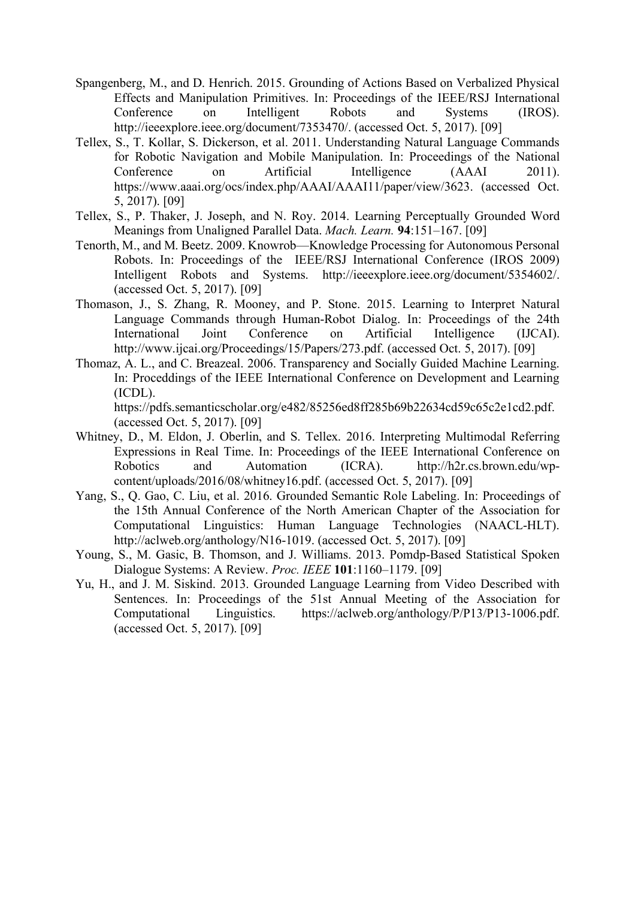Spangenberg, M., and D. Henrich. 2015. Grounding of Actions Based on Verbalized Physical Effects and Manipulation Primitives. In: Proceedings of the IEEE/RSJ International Conference on Intelligent Robots and Systems (IROS). http://ieeexplore.ieee.org/document/7353470/. (accessed Oct. 5, 2017). [09]

Tellex, S., T. Kollar, S. Dickerson, et al. 2011. Understanding Natural Language Commands for Robotic Navigation and Mobile Manipulation. In: Proceedings of the National Conference on Artificial Intelligence (AAAI 2011). https://www.aaai.org/ocs/index.php/AAAI/AAAI11/paper/view/3623. (accessed Oct. 5, 2017). [09]

Tellex, S., P. Thaker, J. Joseph, and N. Roy. 2014. Learning Perceptually Grounded Word Meanings from Unaligned Parallel Data. *Mach. Learn.* **94**:151–167. [09]

Tenorth, M., and M. Beetz. 2009. Knowrob—Knowledge Processing for Autonomous Personal Robots. In: Proceedings of the IEEE/RSJ International Conference (IROS 2009) Intelligent Robots and Systems. http://ieeexplore.ieee.org/document/5354602/. (accessed Oct. 5, 2017). [09]

Thomason, J., S. Zhang, R. Mooney, and P. Stone. 2015. Learning to Interpret Natural Language Commands through Human-Robot Dialog. In: Proceedings of the 24th International Joint Conference on Artificial Intelligence (IJCAI). http://www.ijcai.org/Proceedings/15/Papers/273.pdf. (accessed Oct. 5, 2017). [09]

Thomaz, A. L., and C. Breazeal. 2006. Transparency and Socially Guided Machine Learning. In: Proceddings of the IEEE International Conference on Development and Learning (ICDL). https://pdfs.semanticscholar.org/e482/85256ed8ff285b69b22634cd59c65c2e1cd2.pdf. (accessed Oct. 5, 2017). [09]

Whitney, D., M. Eldon, J. Oberlin, and S. Tellex. 2016. Interpreting Multimodal Referring Expressions in Real Time. In: Proceedings of the IEEE International Conference on Robotics and Automation (ICRA). http://h2r.cs.brown.edu/wp-content/uploads/2016/08/whitney16.pdf. (accessed Oct. 5, 2017). [09]

Yang, S., Q. Gao, C. Liu, et al. 2016. Grounded Semantic Role Labeling. In: Proceedings of the 15th Annual Conference of the North American Chapter of the Association for Computational Linguistics: Human Language Technologies (NAACL-HLT). http://aclweb.org/anthology/N16-1019. (accessed Oct. 5, 2017). [09]

Young, S., M. Gasic, B. Thomson, and J. Williams. 2013. Pomdp-Based Statistical Spoken Dialogue Systems: A Review. *Proc. IEEE* **101**:1160–1179. [09]

Yu, H., and J. M. Siskind. 2013. Grounded Language Learning from Video Described with Sentences. In: Proceedings of the 51st Annual Meeting of the Association for Computational Linguistics. https://aclweb.org/anthology/P/P13/P13-1006.pdf. (accessed Oct. 5, 2017). [09]